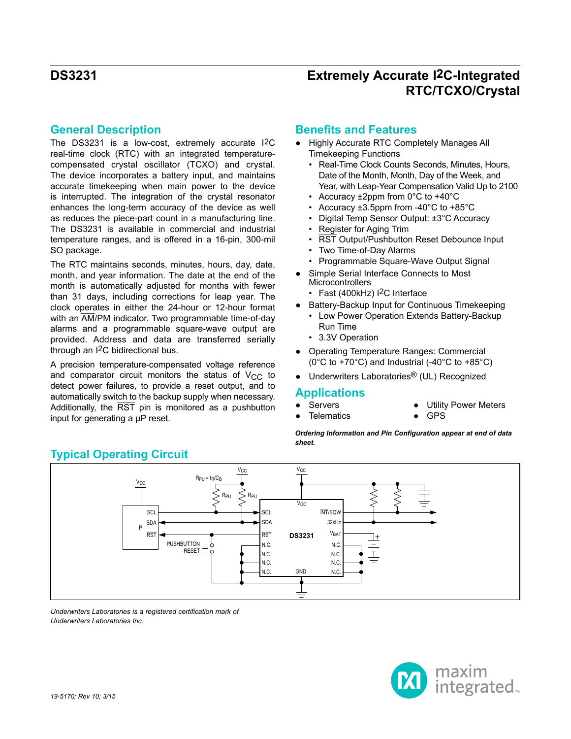# DS3231

## Extremely Accurate I2C-Integrated RTC/TCXO/Crystal

## General Description

The DS3231 is a low-cost, extremely accurate I2C real-time clock (RTC) with an integrated temperature-compensated crystal oscillator (TCXO) and crystal. The device incorporates a battery input, and maintains accurate timekeeping when main power to the device is interrupted. The integration of the crystal resonator enhances the long-term accuracy of the device as well as reduces the piece-part count in a manufacturing line. The DS3231 is available in commercial and industrial temperature ranges, and is offered in a 16-pin, 300-mil SO package.

The RTC maintains seconds, minutes, hours, day, date, month, and year information. The date at the end of the month is automatically adjusted for months with fewer than 31 days, including corrections for leap year. The clock operates in either the 24-hour or 12-hour format with an $\overline{\text{AM}}$/PM indicator. Two programmable time-of-day alarms and a programmable square-wave output are provided. Address and data are transferred serially through an I2C bidirectional bus.

A precision temperature-compensated voltage reference and comparator circuit monitors the status of $V_{CC}$ to detect power failures, to provide a reset output, and to automatically switch to the backup supply when necessary. Additionally, the $\overline{\text{RST}}$ pin is monitored as a pushbutton input for generating a µP reset.

## Benefits and Features

- Highly Accurate RTC Completely Manages All Timekeeping Functions
  - Real-Time Clock Counts Seconds, Minutes, Hours, Date of the Month, Month, Day of the Week, and Year, with Leap-Year Compensation Valid Up to 2100
  - Accuracy ±2ppm from 0°C to +40°C
  - Accuracy ±3.5ppm from -40°C to +85°C
  - Digital Temp Sensor Output: ±3°C Accuracy
  - Register for Aging Trim
  - $\overline{\text{RST}}$ Output/Pushbutton Reset Debounce Input
  - Two Time-of-Day Alarms
  - Programmable Square-Wave Output Signal
- Simple Serial Interface Connects to Most Microcontrollers
  - Fast (400kHz) I2C Interface
- Battery-Backup Input for Continuous Timekeeping
  - Low Power Operation Extends Battery-Backup Run Time
  - 3.3V Operation
- Operating Temperature Ranges: Commercial (0°C to +70°C) and Industrial (-40°C to +85°C)
- Underwriters Laboratories® (UL) Recognized

## Applications

- Servers
- Telematics
- Utility Power Meters
- GPS

*Ordering Information and Pin Configuration appear at end of data sheet.*

## Typical Operating Circuit

*Underwriters Laboratories is a registered certification mark of Underwriters Laboratories Inc.*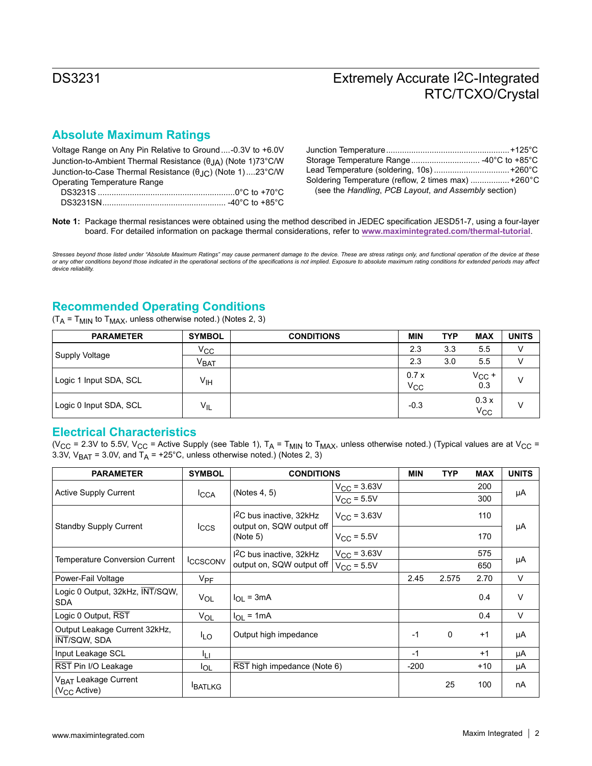## Absolute Maximum Ratings

Voltage Range on Any Pin Relative to Ground ....-0.3V to +6.0V
Junction-to-Ambient Thermal Resistance ($\theta_{JA}$) (Note 1) 73°C/W
Junction-to-Case Thermal Resistance ($\theta_{JC}$) (Note 1) ....23°C/W
Operating Temperature Range
DS3231S ....................0°C to +70°C
DS3231SN .................... -40°C to +85°C

Junction Temperature ....................+125°C
Storage Temperature Range .................... -40°C to +85°C
Lead Temperature (soldering, 10s) ....................+260°C
Soldering Temperature (reflow, 2 times max) ....................+260°C
(see the *Handling*, *PCB Layout*, *and Assembly* section)

**Note 1:** Package thermal resistances were obtained using the method described in JEDEC specification JESD51-7, using a four-layer board. For detailed information on package thermal considerations, refer to **www.maximintegrated.com/thermal-tutorial**.

*Stresses beyond those listed under "Absolute Maximum Ratings" may cause permanent damage to the device. These are stress ratings only, and functional operation of the device at these or any other conditions beyond those indicated in the operational sections of the specifications is not implied. Exposure to absolute maximum rating conditions for extended periods may affect device reliability.*

## Recommended Operating Conditions

($T_A = T_{MIN}$ to $T_{MAX}$, unless otherwise noted.) (Notes 2, 3)

| PARAMETER | SYMBOL | CONDITIONS | MIN | TYP | MAX | UNITS |
|---|---|---|---|---|---|---|
| Supply Voltage | $V_{CC}$ | | 2.3 | 3.3 | 5.5 | V |
| | $V_{BAT}$ | | 2.3 | 3.0 | 5.5 | V |
| Logic 1 Input SDA, SCL | $V_{IH}$ | | 0.7 x $V_{CC}$ | | $V_{CC}$ + 0.3 | V |
| Logic 0 Input SDA, SCL | $V_{IL}$ | | -0.3 | | 0.3 x $V_{CC}$ | V |

## Electrical Characteristics

($V_{CC}$ = 2.3V to 5.5V, $V_{CC}$ = Active Supply (see Table 1), $T_A = T_{MIN}$ to $T_{MAX}$, unless otherwise noted.) (Typical values are at $V_{CC}$ = 3.3V, $V_{BAT}$ = 3.0V, and $T_A$ = +25°C, unless otherwise noted.) (Notes 2, 3)

| PARAMETER | SYMBOL | CONDITIONS | | MIN | TYP | MAX | UNITS |
|---|---|---|---|---|---|---|---|
| Active Supply Current | $I_{CCA}$ | (Notes 4, 5) | $V_{CC}$ = 3.63V | | | 200 | µA |
| | | | $V_{CC}$ = 5.5V | | | 300 | |
| Standby Supply Current | $I_{CCS}$ | I2C bus inactive, 32kHz output on, SQW output off (Note 5) | $V_{CC}$ = 3.63V | | | 110 | µA |
| | | | $V_{CC}$ = 5.5V | | | 170 | |
| Temperature Conversion Current | $I_{CCSCONV}$ | I2C bus inactive, 32kHz output on, SQW output off | $V_{CC}$ = 3.63V | | | 575 | µA |
| | | | $V_{CC}$ = 5.5V | | | 650 | |
| Power-Fail Voltage | $V_{PF}$ | | | 2.45 | 2.575 | 2.70 | V |
| Logic 0 Output, 32kHz, $\overline{\text{INT}}$/SQW, SDA | $V_{OL}$ | $I_{OL}$ = 3mA | | | | 0.4 | V |
| Logic 0 Output, $\overline{\text{RST}}$ | $V_{OL}$ | $I_{OL}$ = 1mA | | | | 0.4 | V |
| Output Leakage Current 32kHz, $\overline{\text{INT}}$/SQW, SDA | $I_{LO}$ | Output high impedance | | -1 | 0 | +1 | µA |
| Input Leakage SCL | $I_{LI}$ | | | -1 | | +1 | µA |
| $\overline{\text{RST}}$ Pin I/O Leakage | $I_{OL}$ | $\overline{\text{RST}}$ high impedance (Note 6) | | -200 | | +10 | µA |
| $V_{BAT}$ Leakage Current ($V_{CC}$ Active) | $I_{BATLKG}$ | | | | 25 | 100 | nA |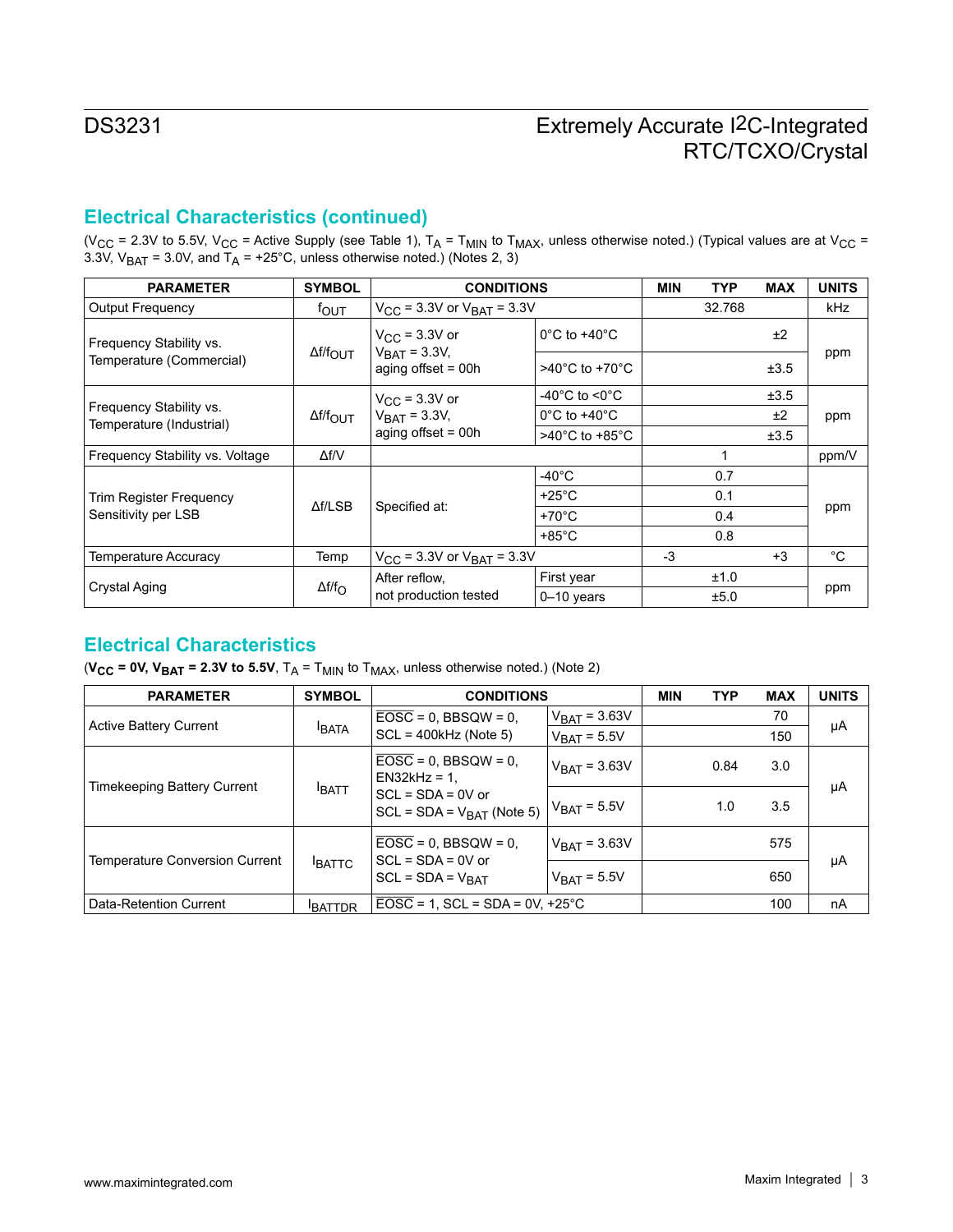## Electrical Characteristics (continued)

($V_{CC}$ = 2.3V to 5.5V, $V_{CC}$ = Active Supply (see Table 1), $T_A$ = $T_{MIN}$ to $T_{MAX}$, unless otherwise noted.) (Typical values are at $V_{CC}$ = 3.3V, $V_{BAT}$ = 3.0V, and $T_A$ = +25°C, unless otherwise noted.) (Notes 2, 3)

| PARAMETER | SYMBOL | CONDITIONS | | MIN | TYP | MAX | UNITS |
|---|---|---|---|---|---|---|---|
| Output Frequency | $f_{OUT}$ | $V_{CC}$ = 3.3V or $V_{BAT}$ = 3.3V | | | 32.768 | | kHz |
| Frequency Stability vs. Temperature (Commercial) | $\Delta f/f_{OUT}$ | $V_{CC}$ = 3.3V or $V_{BAT}$ = 3.3V, aging offset = 00h | 0°C to +40°C | | | ±2 | ppm |
| | | | >40°C to +70°C | | | ±3.5 | |
| Frequency Stability vs. Temperature (Industrial) | $\Delta f/f_{OUT}$ | $V_{CC}$ = 3.3V or $V_{BAT}$ = 3.3V, aging offset = 00h | -40°C to <0°C | | | ±3.5 | ppm |
| | | | 0°C to +40°C | | | ±2 | |
| | | | >40°C to +85°C | | | ±3.5 | |
| Frequency Stability vs. Voltage | $\Delta f/V$ | | | | 1 | | ppm/V |
| Trim Register Frequency Sensitivity per LSB | $\Delta f/LSB$ | Specified at: | -40°C | | 0.7 | | ppm |
| | | | +25°C | | 0.1 | | |
| | | | +70°C | | 0.4 | | |
| | | | +85°C | | 0.8 | | |
| Temperature Accuracy | Temp | $V_{CC}$ = 3.3V or $V_{BAT}$ = 3.3V | | -3 | | +3 | °C |
| Crystal Aging | $\Delta f/f_O$ | After reflow, not production tested | First year | | ±1.0 | | ppm |
| | | | 0–10 years | | ±5.0 | | |

## Electrical Characteristics

(**$V_{CC}$ = 0V, $V_{BAT}$ = 2.3V to 5.5V**, $T_A$ = $T_{MIN}$ to $T_{MAX}$, unless otherwise noted.) (Note 2)

| PARAMETER | SYMBOL | CONDITIONS | | MIN | TYP | MAX | UNITS |
|---|---|---|---|---|---|---|---|
| Active Battery Current | $I_{BATA}$ | $\overline{EOSC}$ = 0, BBSQW = 0, SCL = 400kHz (Note 5) | $V_{BAT}$ = 3.63V | | | 70 | µA |
| | | | $V_{BAT}$ = 5.5V | | | 150 | |
| Timekeeping Battery Current | $I_{BATT}$ | $\overline{EOSC}$ = 0, BBSQW = 0, EN32kHz = 1, SCL = SDA = 0V or SCL = SDA = $V_{BAT}$ (Note 5) | $V_{BAT}$ = 3.63V | | 0.84 | 3.0 | µA |
| | | | $V_{BAT}$ = 5.5V | | 1.0 | 3.5 | |
| Temperature Conversion Current | $I_{BATTC}$ | $\overline{EOSC}$ = 0, BBSQW = 0, SCL = SDA = 0V or SCL = SDA = $V_{BAT}$ | $V_{BAT}$ = 3.63V | | | 575 | µA |
| | | | $V_{BAT}$ = 5.5V | | | 650 | |
| Data-Retention Current | $I_{BATTDR}$ | $\overline{EOSC}$ = 1, SCL = SDA = 0V, +25°C | | | | 100 | nA |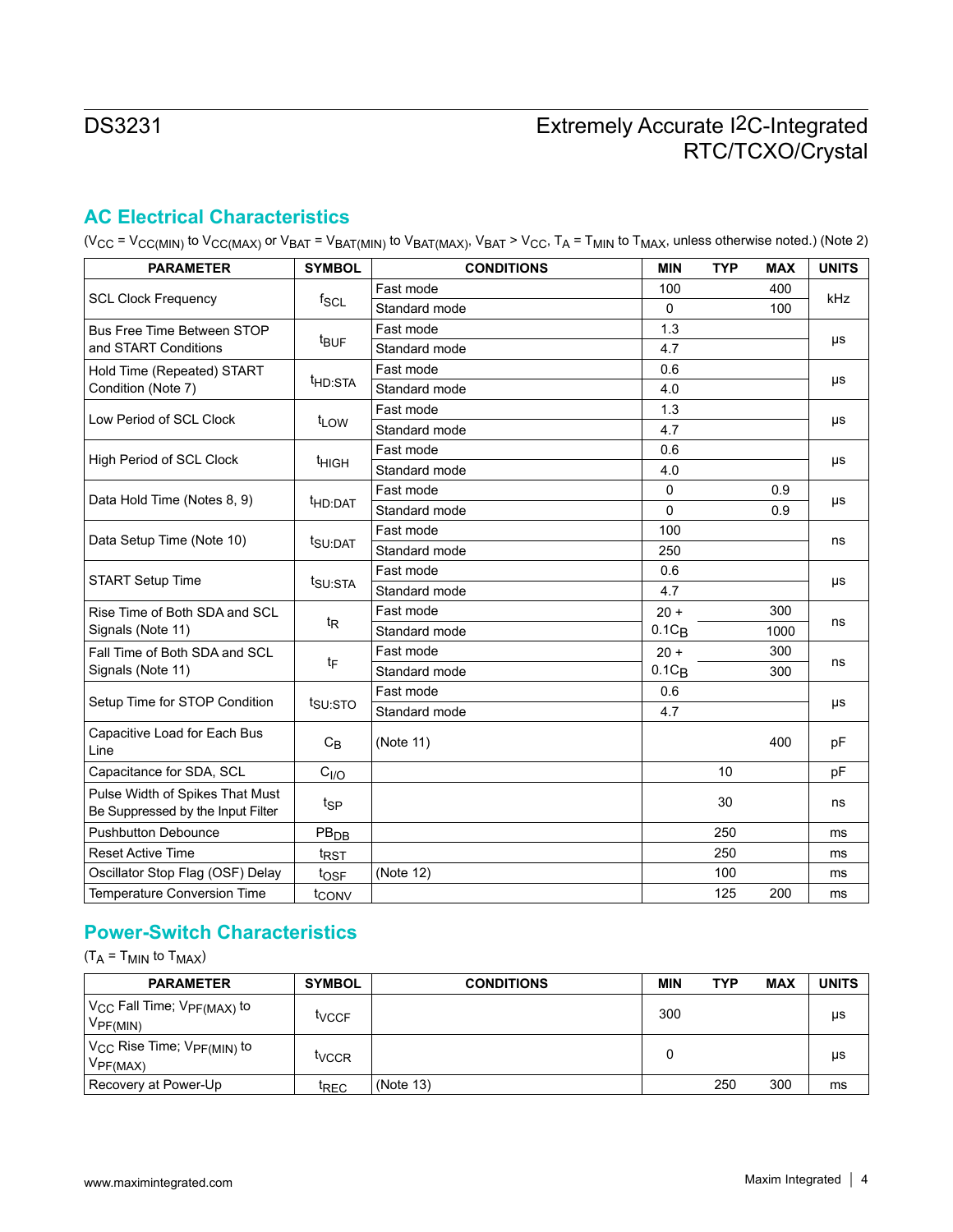## AC Electrical Characteristics

($V_{CC}$ = $V_{CC(MIN)}$ to $V_{CC(MAX)}$ or $V_{BAT}$ = $V_{BAT(MIN)}$ to $V_{BAT(MAX)}$, $V_{BAT}$ > $V_{CC}$, $T_A$ = $T_{MIN}$ to $T_{MAX}$, unless otherwise noted.) (Note 2)

| PARAMETER | SYMBOL | CONDITIONS | MIN | TYP | MAX | UNITS |
|---|---|---|---|---|---|---|
| SCL Clock Frequency | $f_{SCL}$ | Fast mode | 100 | | 400 | kHz |
| | | Standard mode | 0 | | 100 | |
| Bus Free Time Between STOP and START Conditions | $t_{BUF}$ | Fast mode | 1.3 | | | µs |
| | | Standard mode | 4.7 | | | |
| Hold Time (Repeated) START Condition (Note 7) | $t_{HD:STA}$ | Fast mode | 0.6 | | | µs |
| | | Standard mode | 4.0 | | | |
| Low Period of SCL Clock | $t_{LOW}$ | Fast mode | 1.3 | | | µs |
| | | Standard mode | 4.7 | | | |
| High Period of SCL Clock | $t_{HIGH}$ | Fast mode | 0.6 | | | µs |
| | | Standard mode | 4.0 | | | |
| Data Hold Time (Notes 8, 9) | $t_{HD:DAT}$ | Fast mode | 0 | | 0.9 | µs |
| | | Standard mode | 0 | | 0.9 | |
| Data Setup Time (Note 10) | $t_{SU:DAT}$ | Fast mode | 100 | | | ns |
| | | Standard mode | 250 | | | |
| START Setup Time | $t_{SU:STA}$ | Fast mode | 0.6 | | | µs |
| | | Standard mode | 4.7 | | | |
| Rise Time of Both SDA and SCL Signals (Note 11) | $t_R$ | Fast mode | $20 + 0.1C_B$ | | 300 | ns |
| | | Standard mode | | | 1000 | |
| Fall Time of Both SDA and SCL Signals (Note 11) | $t_F$ | Fast mode | $20 + 0.1C_B$ | | 300 | ns |
| | | Standard mode | | | 300 | |
| Setup Time for STOP Condition | $t_{SU:STO}$ | Fast mode | 0.6 | | | µs |
| | | Standard mode | 4.7 | | | |
| Capacitive Load for Each Bus Line | $C_B$ | (Note 11) | | | 400 | pF |
| Capacitance for SDA, SCL | $C_{I/O}$ | | | 10 | | pF |
| Pulse Width of Spikes That Must Be Suppressed by the Input Filter | $t_{SP}$ | | | 30 | | ns |
| Pushbutton Debounce | $PB_{DB}$ | | | 250 | | ms |
| Reset Active Time | $t_{RST}$ | | | 250 | | ms |
| Oscillator Stop Flag (OSF) Delay | $t_{OSF}$ | (Note 12) | | 100 | | ms |
| Temperature Conversion Time | $t_{CONV}$ | | | 125 | 200 | ms |

## Power-Switch Characteristics

($T_A$ = $T_{MIN}$ to $T_{MAX}$)

| PARAMETER | SYMBOL | CONDITIONS | MIN | TYP | MAX | UNITS |
|---|---|---|---|---|---|---|
| $V_{CC}$ Fall Time; $V_{PF(MAX)}$ to $V_{PF(MIN)}$ | $t_{VCCF}$ | | 300 | | | µs |
| $V_{CC}$ Rise Time; $V_{PF(MIN)}$ to $V_{PF(MAX)}$ | $t_{VCCR}$ | | 0 | | | µs |
| Recovery at Power-Up | $t_{REC}$ | (Note 13) | | 250 | 300 | ms |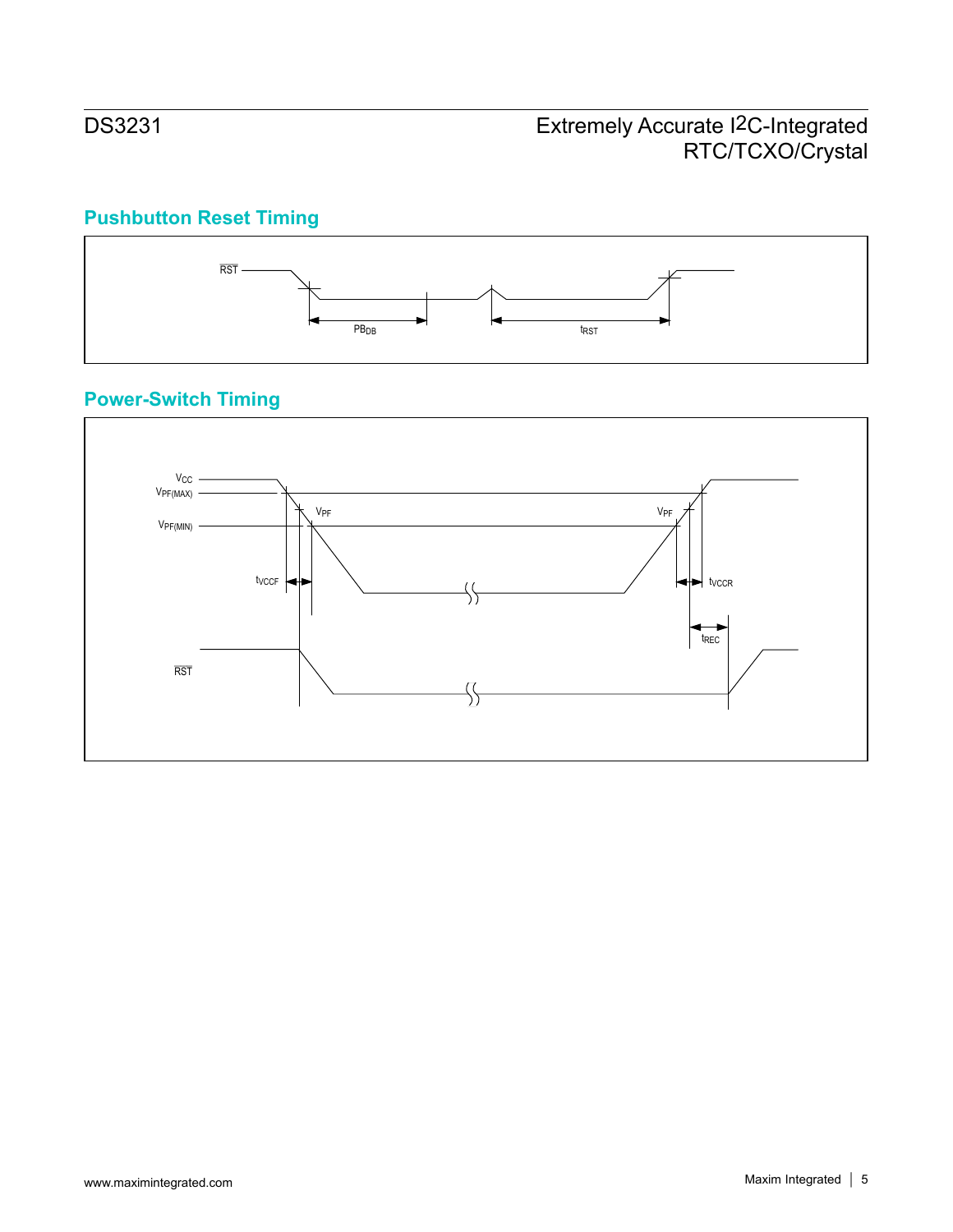## Pushbutton Reset Timing

$\overline{RST}$

$PB_{DB}$

$t_{RST}$

## Power-Switch Timing

$V_{CC}$

$V_{PF(MAX)}$

$V_{PF(MIN)}$

$V_{PF}$

$V_{PF}$

$t_{VCCF}$

$t_{VCCR}$

$t_{REC}$

$\overline{RST}$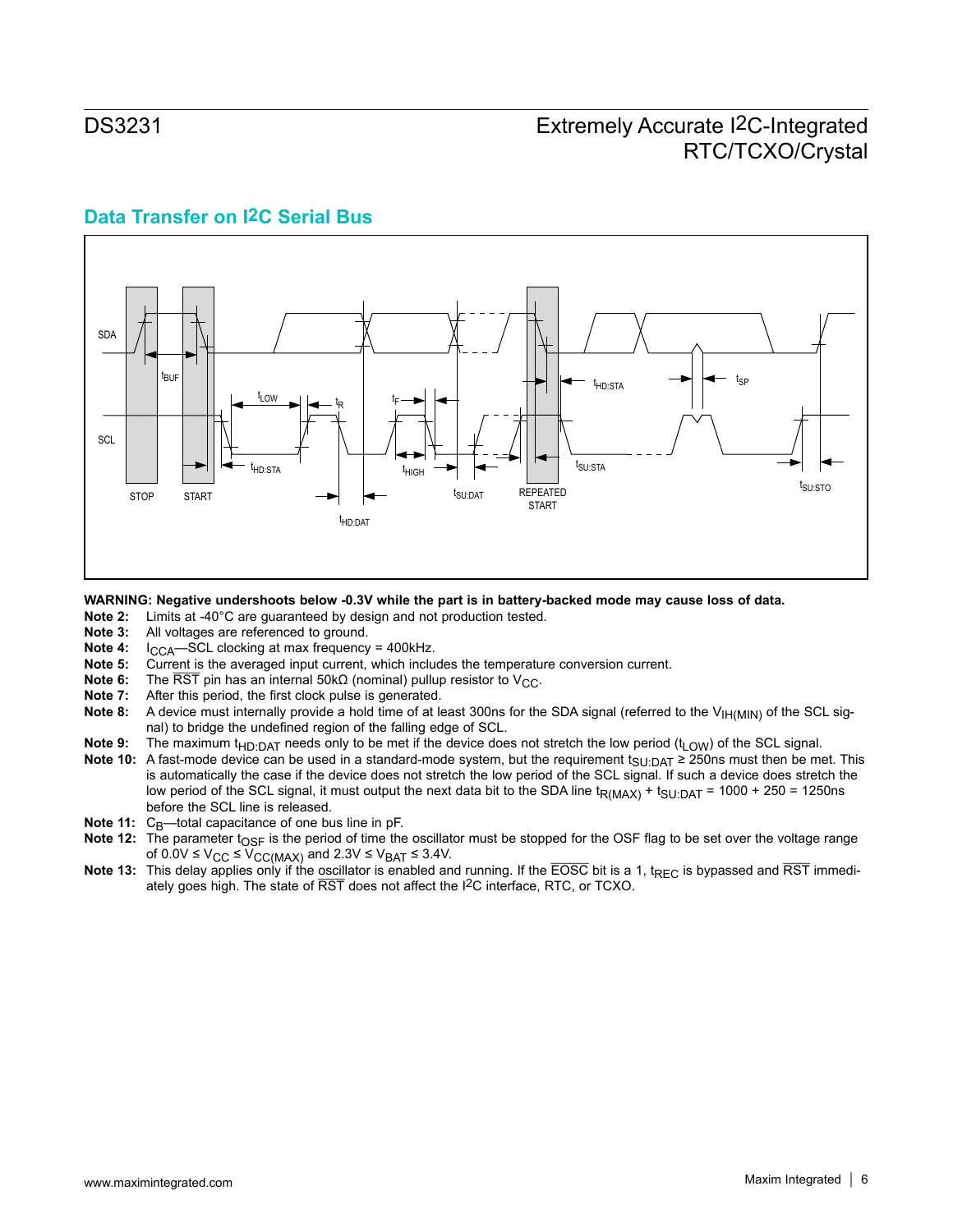## Data Transfer on I2C Serial Bus

**WARNING: Negative undershoots below -0.3V while the part is in battery-backed mode may cause loss of data.**

**Note 2:** Limits at -40°C are guaranteed by design and not production tested.

**Note 3:** All voltages are referenced to ground.

**Note 4:** $I_{CCA}$—SCL clocking at max frequency = 400kHz.

**Note 5:** Current is the averaged input current, which includes the temperature conversion current.

**Note 6:** The $\overline{RST}$ pin has an internal 50kΩ (nominal) pullup resistor to $V_{CC}$.

**Note 7:** After this period, the first clock pulse is generated.

**Note 8:** A device must internally provide a hold time of at least 300ns for the SDA signal (referred to the $V_{IH(MIN)}$ of the SCL signal) to bridge the undefined region of the falling edge of SCL.

**Note 9:** The maximum $t_{HD:DAT}$ needs only to be met if the device does not stretch the low period ($t_{LOW}$) of the SCL signal.

**Note 10:** A fast-mode device can be used in a standard-mode system, but the requirement $t_{SU:DAT} \geq 250ns$ must then be met. This is automatically the case if the device does not stretch the low period of the SCL signal. If such a device does stretch the low period of the SCL signal, it must output the next data bit to the SDA line $t_{R(MAX)} + t_{SU:DAT} = 1000 + 250 = 1250ns$ before the SCL line is released.

**Note 11:** $C_B$—total capacitance of one bus line in pF.

**Note 12:** The parameter $t_{OSF}$ is the period of time the oscillator must be stopped for the OSF flag to be set over the voltage range of $0.0V \leq V_{CC} \leq V_{CC(MAX)}$ and $2.3V \leq V_{BAT} \leq 3.4V$.

**Note 13:** This delay applies only if the oscillator is enabled and running. If the $\overline{EOSC}$ bit is a 1, $t_{REC}$ is bypassed and $\overline{RST}$ immediately goes high. The state of $\overline{RST}$ does not affect the I2C interface, RTC, or TCXO.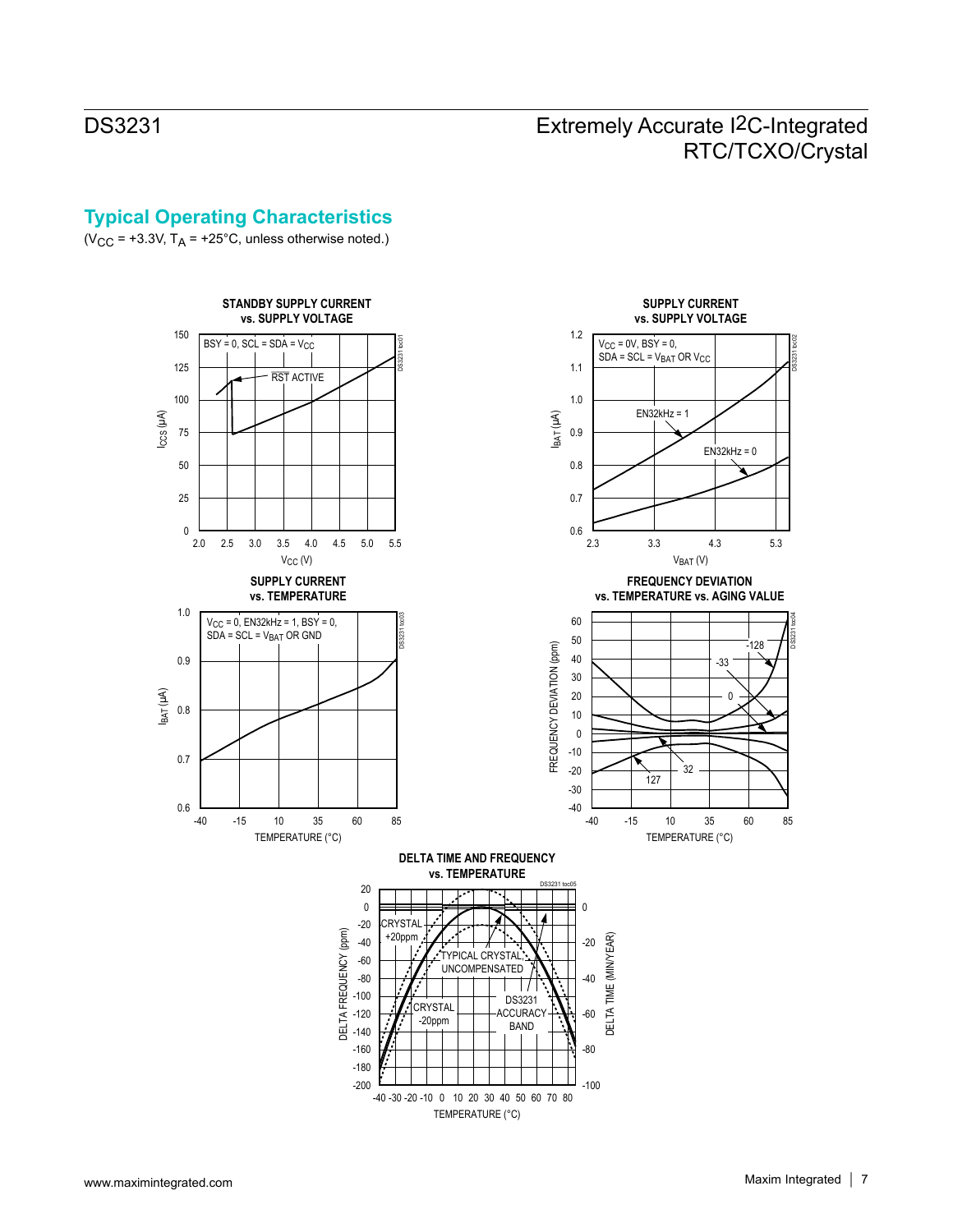## Typical Operating Characteristics

($V_{CC}$ = +3.3V, $T_A$ = +25°C, unless otherwise noted.)

**STANDBY SUPPLY CURRENT vs. SUPPLY VOLTAGE**

BSY = 0, SCL = SDA = $V_{CC}$

RST ACTIVE

$I_{CCS}$ (µA) vs. $V_{CC}$ (V)

**SUPPLY CURRENT vs. SUPPLY VOLTAGE**

$V_{CC}$ = 0V, BSY = 0, SDA = SCL = $V_{BAT}$ OR $V_{CC}$

EN32kHz = 1

EN32kHz = 0

$I_{BAT}$ (µA) vs. $V_{BAT}$ (V)

**SUPPLY CURRENT vs. TEMPERATURE**

$V_{CC}$ = 0, EN32kHz = 1, BSY = 0, SDA = SCL = $V_{BAT}$ OR GND

$I_{BAT}$ (µA) vs. TEMPERATURE (°C)

**FREQUENCY DEVIATION vs. TEMPERATURE vs. AGING VALUE**

-128, -33, 0, 32, 127

FREQUENCY DEVIATION (ppm) vs. TEMPERATURE (°C)

**DELTA TIME AND FREQUENCY vs. TEMPERATURE**

CRYSTAL +20ppm

TYPICAL CRYSTAL, UNCOMPENSATED

CRYSTAL -20ppm

DS3231 ACCURACY BAND

DELTA FREQUENCY (ppm) / DELTA TIME (MIN/YEAR) vs. TEMPERATURE (°C)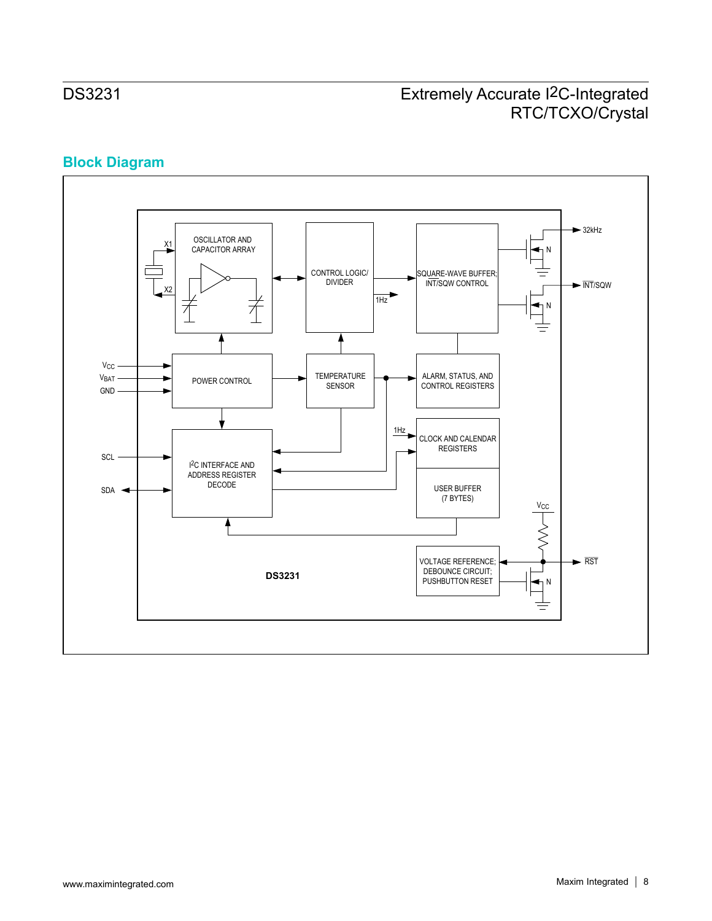## Block Diagram

OSCILLATOR AND CAPACITOR ARRAY

CONTROL LOGIC/ DIVIDER

SQUARE-WAVE BUFFER; INT/SQW CONTROL

X1

X2

1Hz

32kHz

N

INT/SQW

N

$V_{CC}$

$V_{BAT}$

GND

POWER CONTROL

TEMPERATURE SENSOR

ALARM, STATUS, AND CONTROL REGISTERS

1Hz

CLOCK AND CALENDAR REGISTERS

SCL

$I^2C$ INTERFACE AND ADDRESS REGISTER DECODE

SDA

USER BUFFER (7 BYTES)

$V_{CC}$

VOLTAGE REFERENCE; DEBOUNCE CIRCUIT; PUSHBUTTON RESET

RST

N

**DS3231**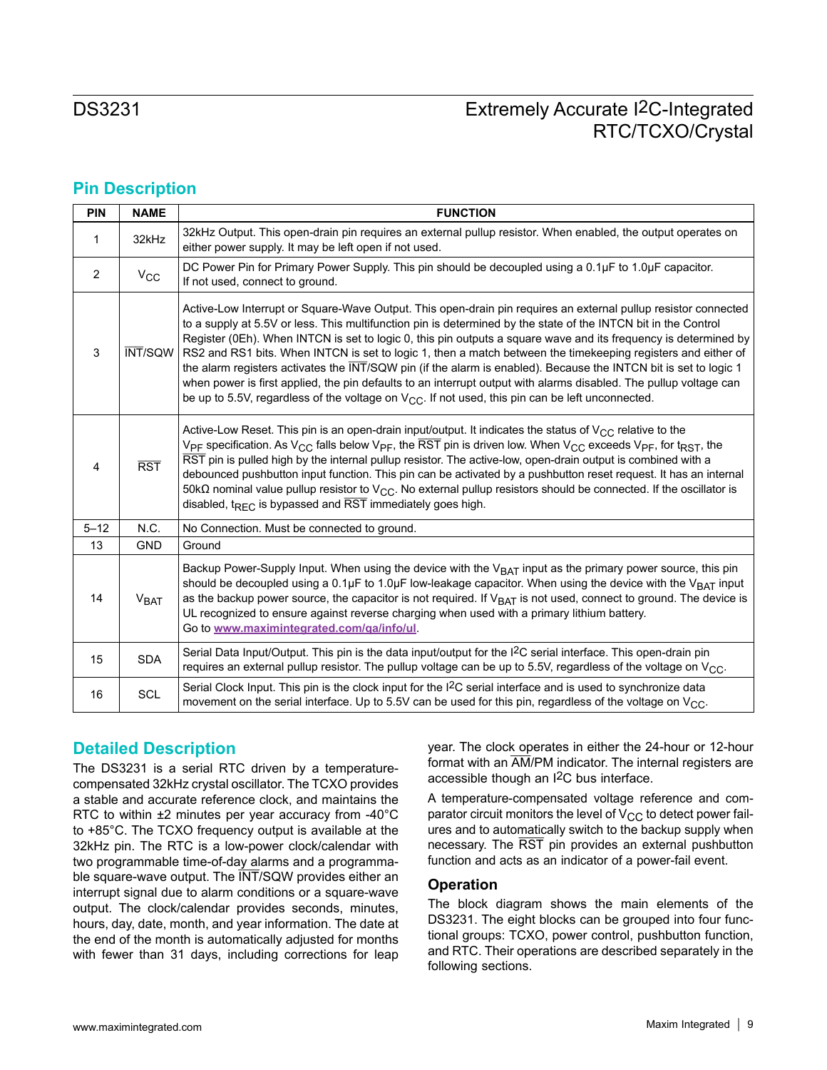## Pin Description

| PIN | NAME | FUNCTION |
|---|---|---|
| 1 | 32kHz | 32kHz Output. This open-drain pin requires an external pullup resistor. When enabled, the output operates on either power supply. It may be left open if not used. |
| 2 | $V_{CC}$ | DC Power Pin for Primary Power Supply. This pin should be decoupled using a 0.1µF to 1.0µF capacitor. If not used, connect to ground. |
| 3 | $\overline{INT}$/SQW | Active-Low Interrupt or Square-Wave Output. This open-drain pin requires an external pullup resistor connected to a supply at 5.5V or less. This multifunction pin is determined by the state of the INTCN bit in the Control Register (0Eh). When INTCN is set to logic 0, this pin outputs a square wave and its frequency is determined by RS2 and RS1 bits. When INTCN is set to logic 1, then a match between the timekeeping registers and either of the alarm registers activates the $\overline{INT}$/SQW pin (if the alarm is enabled). Because the INTCN bit is set to logic 1 when power is first applied, the pin defaults to an interrupt output with alarms disabled. The pullup voltage can be up to 5.5V, regardless of the voltage on $V_{CC}$. If not used, this pin can be left unconnected. |
| 4 | $\overline{RST}$ | Active-Low Reset. This pin is an open-drain input/output. It indicates the status of $V_{CC}$ relative to the $V_{PF}$ specification. As $V_{CC}$ falls below $V_{PF}$, the $\overline{RST}$ pin is driven low. When $V_{CC}$ exceeds $V_{PF}$, for $t_{RST}$, the $\overline{RST}$ pin is pulled high by the internal pullup resistor. The active-low, open-drain output is combined with a debounced pushbutton input function. This pin can be activated by a pushbutton reset request. It has an internal 50kΩ nominal value pullup resistor to $V_{CC}$. No external pullup resistors should be connected. If the oscillator is disabled, $t_{REC}$ is bypassed and $\overline{RST}$ immediately goes high. |
| 5–12 | N.C. | No Connection. Must be connected to ground. |
| 13 | GND | Ground |
| 14 | $V_{BAT}$ | Backup Power-Supply Input. When using the device with the $V_{BAT}$ input as the primary power source, this pin should be decoupled using a 0.1µF to 1.0µF low-leakage capacitor. When using the device with the $V_{BAT}$ input as the backup power source, the capacitor is not required. If $V_{BAT}$ is not used, connect to ground. The device is UL recognized to ensure against reverse charging when used with a primary lithium battery. Go to **www.maximintegrated.com/qa/info/ul**. |
| 15 | SDA | Serial Data Input/Output. This pin is the data input/output for the I²C serial interface. This open-drain pin requires an external pullup resistor. The pullup voltage can be up to 5.5V, regardless of the voltage on $V_{CC}$. |
| 16 | SCL | Serial Clock Input. This pin is the clock input for the I²C serial interface and is used to synchronize data movement on the serial interface. Up to 5.5V can be used for this pin, regardless of the voltage on $V_{CC}$. |

## Detailed Description

The DS3231 is a serial RTC driven by a temperature-compensated 32kHz crystal oscillator. The TCXO provides a stable and accurate reference clock, and maintains the RTC to within ±2 minutes per year accuracy from -40°C to +85°C. The TCXO frequency output is available at the 32kHz pin. The RTC is a low-power clock/calendar with two programmable time-of-day alarms and a programmable square-wave output. The $\overline{INT}$/SQW provides either an interrupt signal due to alarm conditions or a square-wave output. The clock/calendar provides seconds, minutes, hours, day, date, month, and year information. The date at the end of the month is automatically adjusted for months with fewer than 31 days, including corrections for leap year. The clock operates in either the 24-hour or 12-hour format with an $\overline{AM}$/PM indicator. The internal registers are accessible though an I²C bus interface.

A temperature-compensated voltage reference and comparator circuit monitors the level of $V_{CC}$ to detect power failures and to automatically switch to the backup supply when necessary. The $\overline{RST}$ pin provides an external pushbutton function and acts as an indicator of a power-fail event.

### Operation

The block diagram shows the main elements of the DS3231. The eight blocks can be grouped into four functional groups: TCXO, power control, pushbutton function, and RTC. Their operations are described separately in the following sections.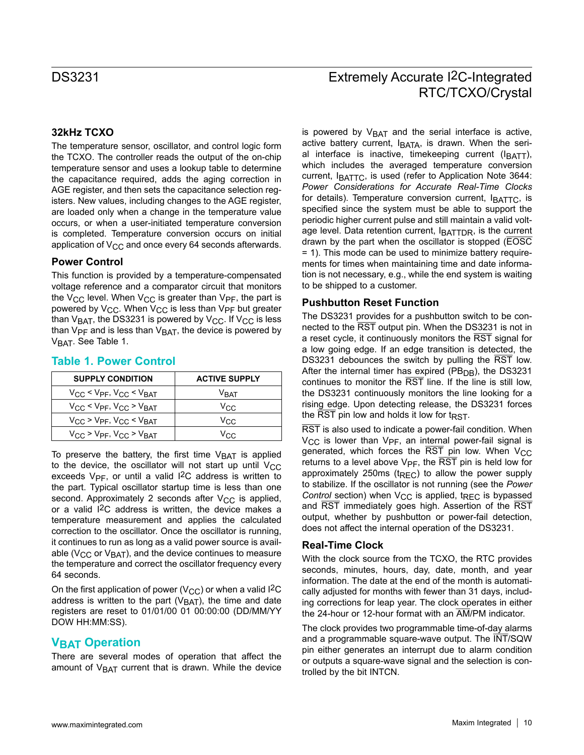## 32kHz TCXO

The temperature sensor, oscillator, and control logic form the TCXO. The controller reads the output of the on-chip temperature sensor and uses a lookup table to determine the capacitance required, adds the aging correction in AGE register, and then sets the capacitance selection registers. New values, including changes to the AGE register, are loaded only when a change in the temperature value occurs, or when a user-initiated temperature conversion is completed. Temperature conversion occurs on initial application of $V_{CC}$ and once every 64 seconds afterwards.

## Power Control

This function is provided by a temperature-compensated voltage reference and a comparator circuit that monitors the $V_{CC}$ level. When $V_{CC}$ is greater than $V_{PF}$, the part is powered by $V_{CC}$. When $V_{CC}$ is less than $V_{PF}$ but greater than $V_{BAT}$, the DS3231 is powered by $V_{CC}$. If $V_{CC}$ is less than $V_{PF}$ and is less than $V_{BAT}$, the device is powered by $V_{BAT}$. See Table 1.

### Table 1. Power Control

| SUPPLY CONDITION | ACTIVE SUPPLY |
| --- | --- |
| $V_{CC} < V_{PF}$, $V_{CC} < V_{BAT}$ | $V_{BAT}$ |
| $V_{CC} < V_{PF}$, $V_{CC} > V_{BAT}$ | $V_{CC}$ |
| $V_{CC} > V_{PF}$, $V_{CC} < V_{BAT}$ | $V_{CC}$ |
| $V_{CC} > V_{PF}$, $V_{CC} > V_{BAT}$ | $V_{CC}$ |

To preserve the battery, the first time $V_{BAT}$ is applied to the device, the oscillator will not start up until $V_{CC}$ exceeds $V_{PF}$, or until a valid I²C address is written to the part. Typical oscillator startup time is less than one second. Approximately 2 seconds after $V_{CC}$ is applied, or a valid I²C address is written, the device makes a temperature measurement and applies the calculated correction to the oscillator. Once the oscillator is running, it continues to run as long as a valid power source is available ($V_{CC}$ or $V_{BAT}$), and the device continues to measure the temperature and correct the oscillator frequency every 64 seconds.

On the first application of power ($V_{CC}$) or when a valid I²C address is written to the part ($V_{BAT}$), the time and date registers are reset to 01/01/00 01 00:00:00 (DD/MM/YY DOW HH:MM:SS).

## $V_{BAT}$ Operation

There are several modes of operation that affect the amount of $V_{BAT}$ current that is drawn. While the device is powered by $V_{BAT}$ and the serial interface is active, active battery current, $I_{BATA}$, is drawn. When the serial interface is inactive, timekeeping current ($I_{BATT}$), which includes the averaged temperature conversion current, $I_{BATTC}$, is used (refer to Application Note 3644: *Power Considerations for Accurate Real-Time Clocks* for details). Temperature conversion current, $I_{BATTC}$, is specified since the system must be able to support the periodic higher current pulse and still maintain a valid voltage level. Data retention current, $I_{BATTDR}$, is the current drawn by the part when the oscillator is stopped ($\overline{EOSC}$ = 1). This mode can be used to minimize battery requirements for times when maintaining time and date information is not necessary, e.g., while the end system is waiting to be shipped to a customer.

## Pushbutton Reset Function

The DS3231 provides for a pushbutton switch to be connected to the $\overline{RST}$ output pin. When the DS3231 is not in a reset cycle, it continuously monitors the $\overline{RST}$ signal for a low going edge. If an edge transition is detected, the DS3231 debounces the switch by pulling the $\overline{RST}$ low. After the internal timer has expired ($PB_{DB}$), the DS3231 continues to monitor the $\overline{RST}$ line. If the line is still low, the DS3231 continuously monitors the line looking for a rising edge. Upon detecting release, the DS3231 forces the $\overline{RST}$ pin low and holds it low for $t_{RST}$.

$\overline{RST}$ is also used to indicate a power-fail condition. When $V_{CC}$ is lower than $V_{PF}$, an internal power-fail signal is generated, which forces the $\overline{RST}$ pin low. When $V_{CC}$ returns to a level above $V_{PF}$, the $\overline{RST}$ pin is held low for approximately 250ms ($t_{REC}$) to allow the power supply to stabilize. If the oscillator is not running (see the *Power Control* section) when $V_{CC}$ is applied, $t_{REC}$ is bypassed and $\overline{RST}$ immediately goes high. Assertion of the $\overline{RST}$ output, whether by pushbutton or power-fail detection, does not affect the internal operation of the DS3231.

## Real-Time Clock

With the clock source from the TCXO, the RTC provides seconds, minutes, hours, day, date, month, and year information. The date at the end of the month is automatically adjusted for months with fewer than 31 days, including corrections for leap year. The clock operates in either the 24-hour or 12-hour format with an $\overline{AM}$/PM indicator.

The clock provides two programmable time-of-day alarms and a programmable square-wave output. The $\overline{INT}$/SQW pin either generates an interrupt due to alarm condition or outputs a square-wave signal and the selection is controlled by the bit INTCN.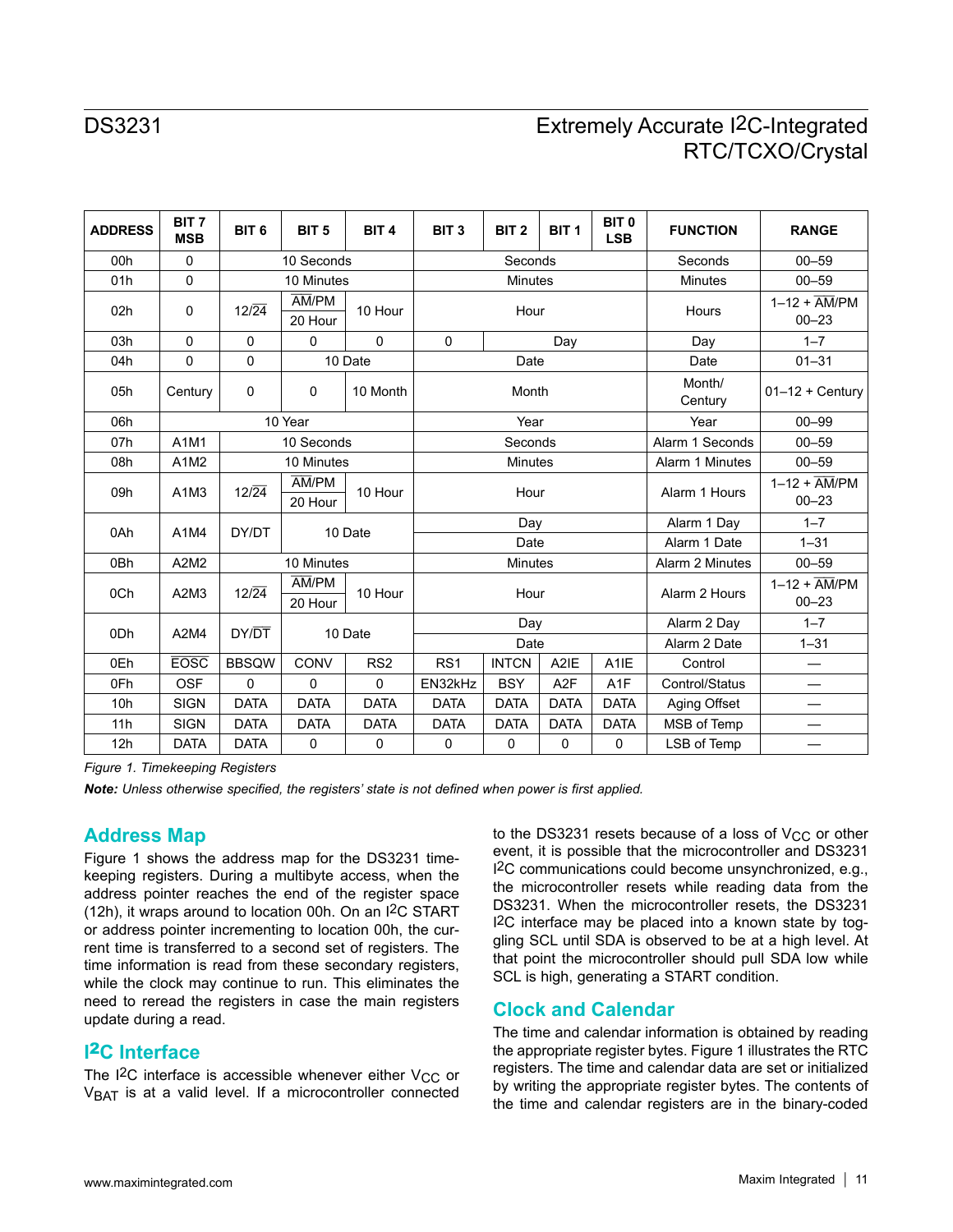| ADDRESS | BIT 7 MSB | BIT 6 | BIT 5 | BIT 4 | BIT 3 | BIT 2 | BIT 1 | BIT 0 LSB | FUNCTION | RANGE |
|---|---|---|---|---|---|---|---|---|---|---|
| 00h | 0 | 10 Seconds | | | Seconds | | | | Seconds | 00–59 |
| 01h | 0 | 10 Minutes | | | Minutes | | | | Minutes | 00–59 |
| 02h | 0 | 12/$\overline{24}$ | $\overline{AM}$/PM / 20 Hour | 10 Hour | Hour | | | | Hours | 1–12 + $\overline{AM}$/PM 00–23 |
| 03h | 0 | 0 | 0 | 0 | 0 | Day | | | Day | 1–7 |
| 04h | 0 | 0 | 10 Date | | Date | | | | Date | 01–31 |
| 05h | Century | 0 | 0 | 10 Month | Month | | | | Month/ Century | 01–12 + Century |
| 06h | 10 Year | | | | Year | | | | Year | 00–99 |
| 07h | A1M1 | 10 Seconds | | | Seconds | | | | Alarm 1 Seconds | 00–59 |
| 08h | A1M2 | 10 Minutes | | | Minutes | | | | Alarm 1 Minutes | 00–59 |
| 09h | A1M3 | 12/$\overline{24}$ | $\overline{AM}$/PM / 20 Hour | 10 Hour | Hour | | | | Alarm 1 Hours | 1–12 + $\overline{AM}$/PM 00–23 |
| 0Ah | A1M4 | DY/DT | 10 Date | | Day | | | | Alarm 1 Day | 1–7 |
| | | | | | Date | | | | Alarm 1 Date | 1–31 |
| 0Bh | A2M2 | 10 Minutes | | | Minutes | | | | Alarm 2 Minutes | 00–59 |
| 0Ch | A2M3 | 12/$\overline{24}$ | $\overline{AM}$/PM / 20 Hour | 10 Hour | Hour | | | | Alarm 2 Hours | 1–12 + $\overline{AM}$/PM 00–23 |
| 0Dh | A2M4 | DY/$\overline{DT}$ | 10 Date | | Day | | | | Alarm 2 Day | 1–7 |
| | | | | | Date | | | | Alarm 2 Date | 1–31 |
| 0Eh | $\overline{EOSC}$ | BBSQW | CONV | RS2 | RS1 | INTCN | A2IE | A1IE | Control | — |
| 0Fh | OSF | 0 | 0 | 0 | EN32kHz | BSY | A2F | A1F | Control/Status | — |
| 10h | SIGN | DATA | DATA | DATA | DATA | DATA | DATA | DATA | Aging Offset | — |
| 11h | SIGN | DATA | DATA | DATA | DATA | DATA | DATA | DATA | MSB of Temp | — |
| 12h | DATA | DATA | 0 | 0 | 0 | 0 | 0 | 0 | LSB of Temp | — |

*Figure 1. Timekeeping Registers*

***Note:*** *Unless otherwise specified, the registers' state is not defined when power is first applied.*

## Address Map

Figure 1 shows the address map for the DS3231 timekeeping registers. During a multibyte access, when the address pointer reaches the end of the register space (12h), it wraps around to location 00h. On an I2C START or address pointer incrementing to location 00h, the current time is transferred to a second set of registers. The time information is read from these secondary registers, while the clock may continue to run. This eliminates the need to reread the registers in case the main registers update during a read.

## I2C Interface

The I2C interface is accessible whenever either $V_{CC}$ or $V_{BAT}$ is at a valid level. If a microcontroller connected to the DS3231 resets because of a loss of $V_{CC}$ or other event, it is possible that the microcontroller and DS3231 I2C communications could become unsynchronized, e.g., the microcontroller resets while reading data from the DS3231. When the microcontroller resets, the DS3231 I2C interface may be placed into a known state by toggling SCL until SDA is observed to be at a high level. At that point the microcontroller should pull SDA low while SCL is high, generating a START condition.

## Clock and Calendar

The time and calendar information is obtained by reading the appropriate register bytes. Figure 1 illustrates the RTC registers. The time and calendar data are set or initialized by writing the appropriate register bytes. The contents of the time and calendar registers are in the binary-coded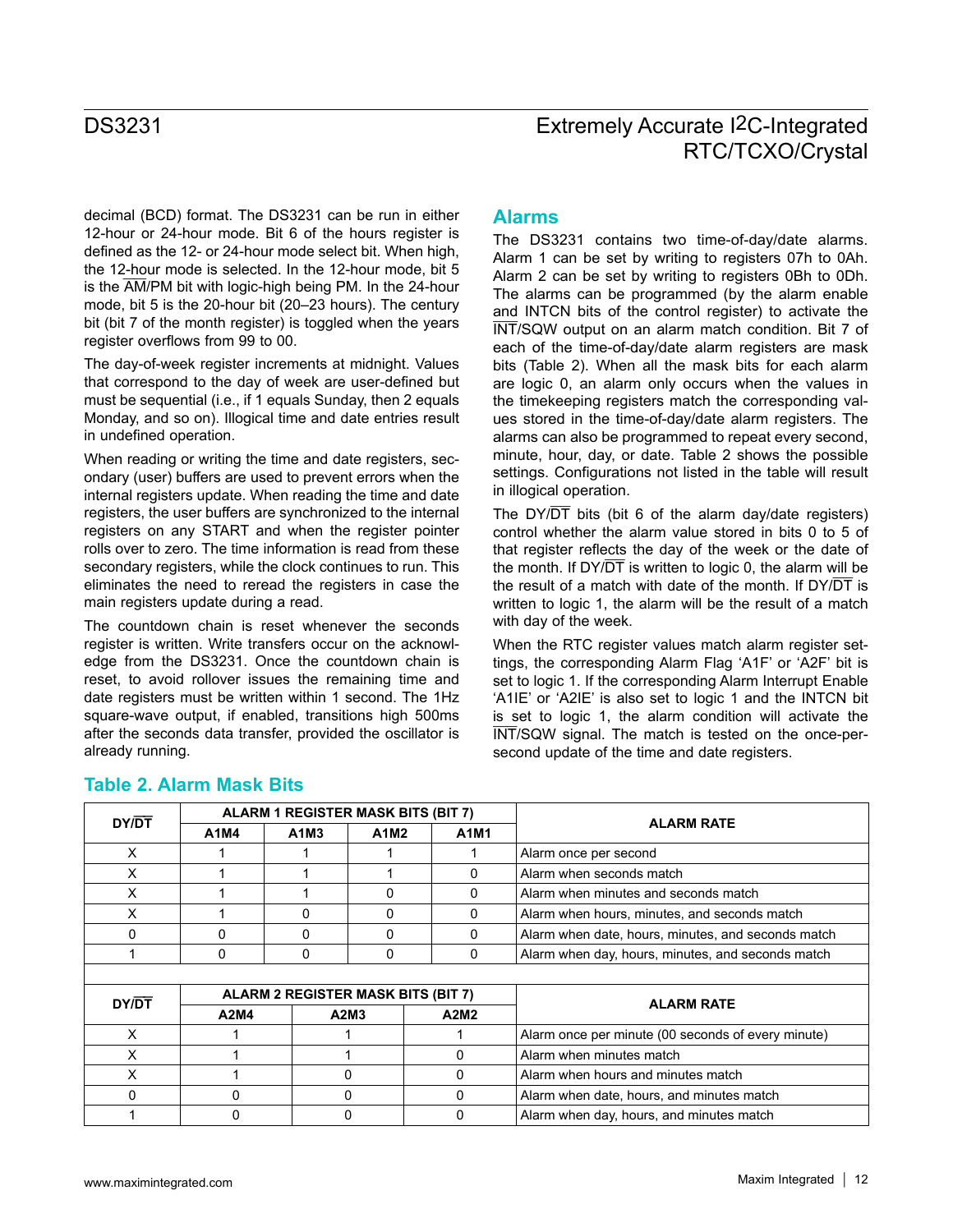decimal (BCD) format. The DS3231 can be run in either 12-hour or 24-hour mode. Bit 6 of the hours register is defined as the 12- or 24-hour mode select bit. When high, the 12-hour mode is selected. In the 12-hour mode, bit 5 is the AM/PM bit with logic-high being PM. In the 24-hour mode, bit 5 is the 20-hour bit (20–23 hours). The century bit (bit 7 of the month register) is toggled when the years register overflows from 99 to 00.

The day-of-week register increments at midnight. Values that correspond to the day of week are user-defined but must be sequential (i.e., if 1 equals Sunday, then 2 equals Monday, and so on). Illogical time and date entries result in undefined operation.

When reading or writing the time and date registers, secondary (user) buffers are used to prevent errors when the internal registers update. When reading the time and date registers, the user buffers are synchronized to the internal registers on any START and when the register pointer rolls over to zero. The time information is read from these secondary registers, while the clock continues to run. This eliminates the need to reread the registers in case the main registers update during a read.

The countdown chain is reset whenever the seconds register is written. Write transfers occur on the acknowledge from the DS3231. Once the countdown chain is reset, to avoid rollover issues the remaining time and date registers must be written within 1 second. The 1Hz square-wave output, if enabled, transitions high 500ms after the seconds data transfer, provided the oscillator is already running.

## Alarms

The DS3231 contains two time-of-day/date alarms. Alarm 1 can be set by writing to registers 07h to 0Ah. Alarm 2 can be set by writing to registers 0Bh to 0Dh. The alarms can be programmed (by the alarm enable and INTCN bits of the control register) to activate the INT/SQW output on an alarm match condition. Bit 7 of each of the time-of-day/date alarm registers are mask bits (Table 2). When all the mask bits for each alarm are logic 0, an alarm only occurs when the values in the timekeeping registers match the corresponding values stored in the time-of-day/date alarm registers. The alarms can also be programmed to repeat every second, minute, hour, day, or date. Table 2 shows the possible settings. Configurations not listed in the table will result in illogical operation.

The DY/DT bits (bit 6 of the alarm day/date registers) control whether the alarm value stored in bits 0 to 5 of that register reflects the day of the week or the date of the month. If DY/DT is written to logic 0, the alarm will be the result of a match with date of the month. If DY/DT is written to logic 1, the alarm will be the result of a match with day of the week.

When the RTC register values match alarm register settings, the corresponding Alarm Flag 'A1F' or 'A2F' bit is set to logic 1. If the corresponding Alarm Interrupt Enable 'A1IE' or 'A2IE' is also set to logic 1 and the INTCN bit is set to logic 1, the alarm condition will activate the INT/SQW signal. The match is tested on the once-per-second update of the time and date registers.

### Table 2. Alarm Mask Bits

| DY/DT | ALARM 1 REGISTER MASK BITS (BIT 7) | | | | ALARM RATE |
|---|---|---|---|---|---|
| | A1M4 | A1M3 | A1M2 | A1M1 | |
| X | 1 | 1 | 1 | 1 | Alarm once per second |
| X | 1 | 1 | 1 | 0 | Alarm when seconds match |
| X | 1 | 1 | 0 | 0 | Alarm when minutes and seconds match |
| X | 1 | 0 | 0 | 0 | Alarm when hours, minutes, and seconds match |
| 0 | 0 | 0 | 0 | 0 | Alarm when date, hours, minutes, and seconds match |
| 1 | 0 | 0 | 0 | 0 | Alarm when day, hours, minutes, and seconds match |

| DY/DT | ALARM 2 REGISTER MASK BITS (BIT 7) | | | ALARM RATE |
|---|---|---|---|---|
| | A2M4 | A2M3 | A2M2 | |
| X | 1 | 1 | 1 | Alarm once per minute (00 seconds of every minute) |
| X | 1 | 1 | 0 | Alarm when minutes match |
| X | 1 | 0 | 0 | Alarm when hours and minutes match |
| 0 | 0 | 0 | 0 | Alarm when date, hours, and minutes match |
| 1 | 0 | 0 | 0 | Alarm when day, hours, and minutes match |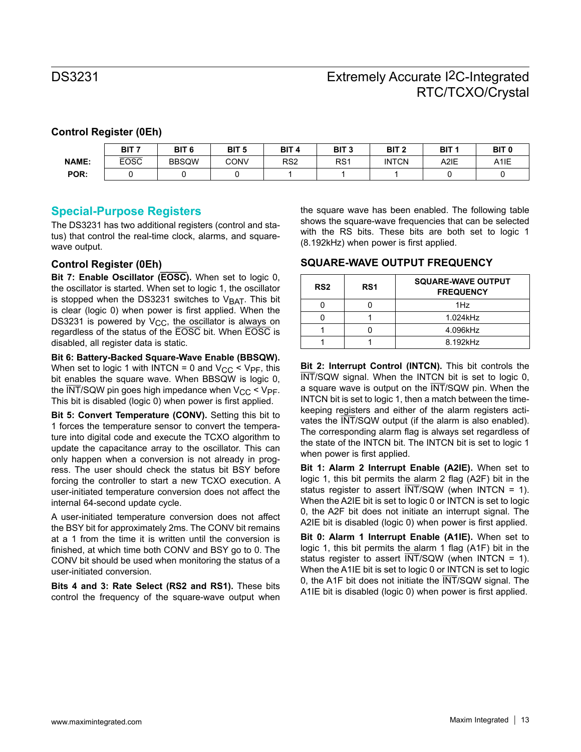## Control Register (0Eh)

| | BIT 7 | BIT 6 | BIT 5 | BIT 4 | BIT 3 | BIT 2 | BIT 1 | BIT 0 |
|---|---|---|---|---|---|---|---|---|
| **NAME:** | $\overline{\text{EOSC}}$ | BBSQW | CONV | RS2 | RS1 | INTCN | A2IE | A1IE |
| **POR:** | 0 | 0 | 0 | 1 | 1 | 1 | 0 | 0 |

## Special-Purpose Registers

The DS3231 has two additional registers (control and status) that control the real-time clock, alarms, and square-wave output.

### Control Register (0Eh)

**Bit 7: Enable Oscillator ($\overline{\text{EOSC}}$).** When set to logic 0, the oscillator is started. When set to logic 1, the oscillator is stopped when the DS3231 switches to $V_{BAT}$. This bit is clear (logic 0) when power is first applied. When the DS3231 is powered by $V_{CC}$, the oscillator is always on regardless of the status of the $\overline{\text{EOSC}}$ bit. When $\overline{\text{EOSC}}$ is disabled, all register data is static.

**Bit 6: Battery-Backed Square-Wave Enable (BBSQW).** When set to logic 1 with INTCN = 0 and $V_{CC} < V_{PF}$, this bit enables the square wave. When BBSQW is logic 0, the $\overline{\text{INT}}$/SQW pin goes high impedance when $V_{CC} < V_{PF}$. This bit is disabled (logic 0) when power is first applied.

**Bit 5: Convert Temperature (CONV).** Setting this bit to 1 forces the temperature sensor to convert the temperature into digital code and execute the TCXO algorithm to update the capacitance array to the oscillator. This can only happen when a conversion is not already in progress. The user should check the status bit BSY before forcing the controller to start a new TCXO execution. A user-initiated temperature conversion does not affect the internal 64-second update cycle.

A user-initiated temperature conversion does not affect the BSY bit for approximately 2ms. The CONV bit remains at a 1 from the time it is written until the conversion is finished, at which time both CONV and BSY go to 0. The CONV bit should be used when monitoring the status of a user-initiated conversion.

**Bits 4 and 3: Rate Select (RS2 and RS1).** These bits control the frequency of the square-wave output when the square wave has been enabled. The following table shows the square-wave frequencies that can be selected with the RS bits. These bits are both set to logic 1 (8.192kHz) when power is first applied.

### SQUARE-WAVE OUTPUT FREQUENCY

| RS2 | RS1 | SQUARE-WAVE OUTPUT FREQUENCY |
|---|---|---|
| 0 | 0 | 1Hz |
| 0 | 1 | 1.024kHz |
| 1 | 0 | 4.096kHz |
| 1 | 1 | 8.192kHz |

**Bit 2: Interrupt Control (INTCN).** This bit controls the $\overline{\text{INT}}$/SQW signal. When the INTCN bit is set to logic 0, a square wave is output on the $\overline{\text{INT}}$/SQW pin. When the INTCN bit is set to logic 1, then a match between the timekeeping registers and either of the alarm registers activates the $\overline{\text{INT}}$/SQW output (if the alarm is also enabled). The corresponding alarm flag is always set regardless of the state of the INTCN bit. The INTCN bit is set to logic 1 when power is first applied.

**Bit 1: Alarm 2 Interrupt Enable (A2IE).** When set to logic 1, this bit permits the alarm 2 flag (A2F) bit in the status register to assert $\overline{\text{INT}}$/SQW (when INTCN = 1). When the A2IE bit is set to logic 0 or INTCN is set to logic 0, the A2F bit does not initiate an interrupt signal. The A2IE bit is disabled (logic 0) when power is first applied.

**Bit 0: Alarm 1 Interrupt Enable (A1IE).** When set to logic 1, this bit permits the alarm 1 flag (A1F) bit in the status register to assert $\overline{\text{INT}}$/SQW (when INTCN = 1). When the A1IE bit is set to logic 0 or INTCN is set to logic 0, the A1F bit does not initiate the $\overline{\text{INT}}$/SQW signal. The A1IE bit is disabled (logic 0) when power is first applied.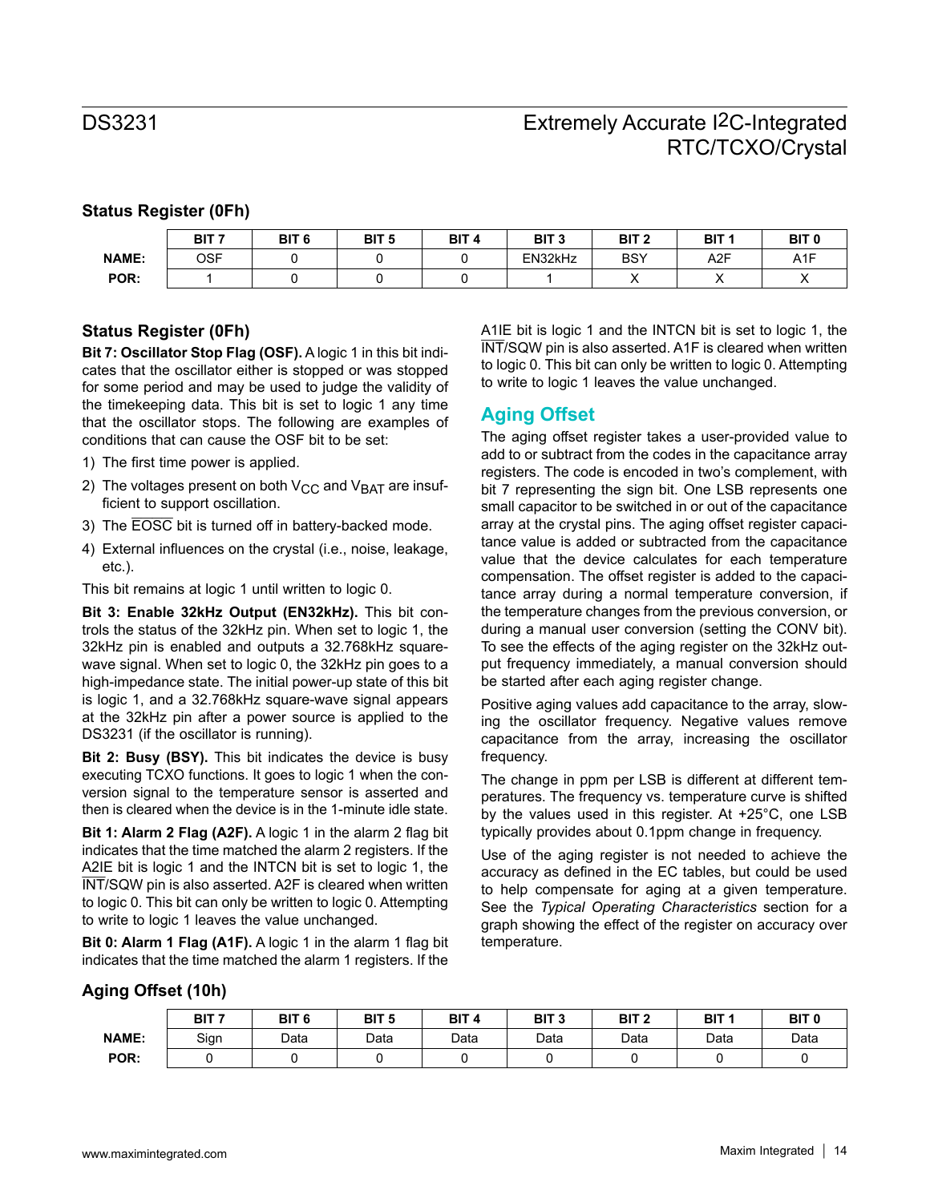### Status Register (0Fh)

| | BIT 7 | BIT 6 | BIT 5 | BIT 4 | BIT 3 | BIT 2 | BIT 1 | BIT 0 |
|---|---|---|---|---|---|---|---|---|
| **NAME:** | OSF | 0 | 0 | 0 | EN32kHz | BSY | A2F | A1F |
| **POR:** | 1 | 0 | 0 | 0 | 1 | X | X | X |

### Status Register (0Fh)

**Bit 7: Oscillator Stop Flag (OSF).** A logic 1 in this bit indicates that the oscillator either is stopped or was stopped for some period and may be used to judge the validity of the timekeeping data. This bit is set to logic 1 any time that the oscillator stops. The following are examples of conditions that can cause the OSF bit to be set:

1) The first time power is applied.
2) The voltages present on both $V_{CC}$ and $V_{BAT}$ are insufficient to support oscillation.
3) The $\overline{\text{EOSC}}$ bit is turned off in battery-backed mode.
4) External influences on the crystal (i.e., noise, leakage, etc.).

This bit remains at logic 1 until written to logic 0.

**Bit 3: Enable 32kHz Output (EN32kHz).** This bit controls the status of the 32kHz pin. When set to logic 1, the 32kHz pin is enabled and outputs a 32.768kHz square-wave signal. When set to logic 0, the 32kHz pin goes to a high-impedance state. The initial power-up state of this bit is logic 1, and a 32.768kHz square-wave signal appears at the 32kHz pin after a power source is applied to the DS3231 (if the oscillator is running).

**Bit 2: Busy (BSY).** This bit indicates the device is busy executing TCXO functions. It goes to logic 1 when the conversion signal to the temperature sensor is asserted and then is cleared when the device is in the 1-minute idle state.

**Bit 1: Alarm 2 Flag (A2F).** A logic 1 in the alarm 2 flag bit indicates that the time matched the alarm 2 registers. If the A2IE bit is logic 1 and the INTCN bit is set to logic 1, the $\overline{\text{INT}}$/SQW pin is also asserted. A2F is cleared when written to logic 0. This bit can only be written to logic 0. Attempting to write to logic 1 leaves the value unchanged.

**Bit 0: Alarm 1 Flag (A1F).** A logic 1 in the alarm 1 flag bit indicates that the time matched the alarm 1 registers. If the A1IE bit is logic 1 and the INTCN bit is set to logic 1, the $\overline{\text{INT}}$/SQW pin is also asserted. A1F is cleared when written to logic 0. This bit can only be written to logic 0. Attempting to write to logic 1 leaves the value unchanged.

## Aging Offset

The aging offset register takes a user-provided value to add to or subtract from the codes in the capacitance array registers. The code is encoded in two's complement, with bit 7 representing the sign bit. One LSB represents one small capacitor to be switched in or out of the capacitance array at the crystal pins. The aging offset register capacitance value is added or subtracted from the capacitance value that the device calculates for each temperature compensation. The offset register is added to the capacitance array during a normal temperature conversion, if the temperature changes from the previous conversion, or during a manual user conversion (setting the CONV bit). To see the effects of the aging register on the 32kHz output frequency immediately, a manual conversion should be started after each aging register change.

Positive aging values add capacitance to the array, slowing the oscillator frequency. Negative values remove capacitance from the array, increasing the oscillator frequency.

The change in ppm per LSB is different at different temperatures. The frequency vs. temperature curve is shifted by the values used in this register. At +25°C, one LSB typically provides about 0.1ppm change in frequency.

Use of the aging register is not needed to achieve the accuracy as defined in the EC tables, but could be used to help compensate for aging at a given temperature. See the *Typical Operating Characteristics* section for a graph showing the effect of the register on accuracy over temperature.

### Aging Offset (10h)

| | BIT 7 | BIT 6 | BIT 5 | BIT 4 | BIT 3 | BIT 2 | BIT 1 | BIT 0 |
|---|---|---|---|---|---|---|---|---|
| **NAME:** | Sign | Data | Data | Data | Data | Data | Data | Data |
| **POR:** | 0 | 0 | 0 | 0 | 0 | 0 | 0 | 0 |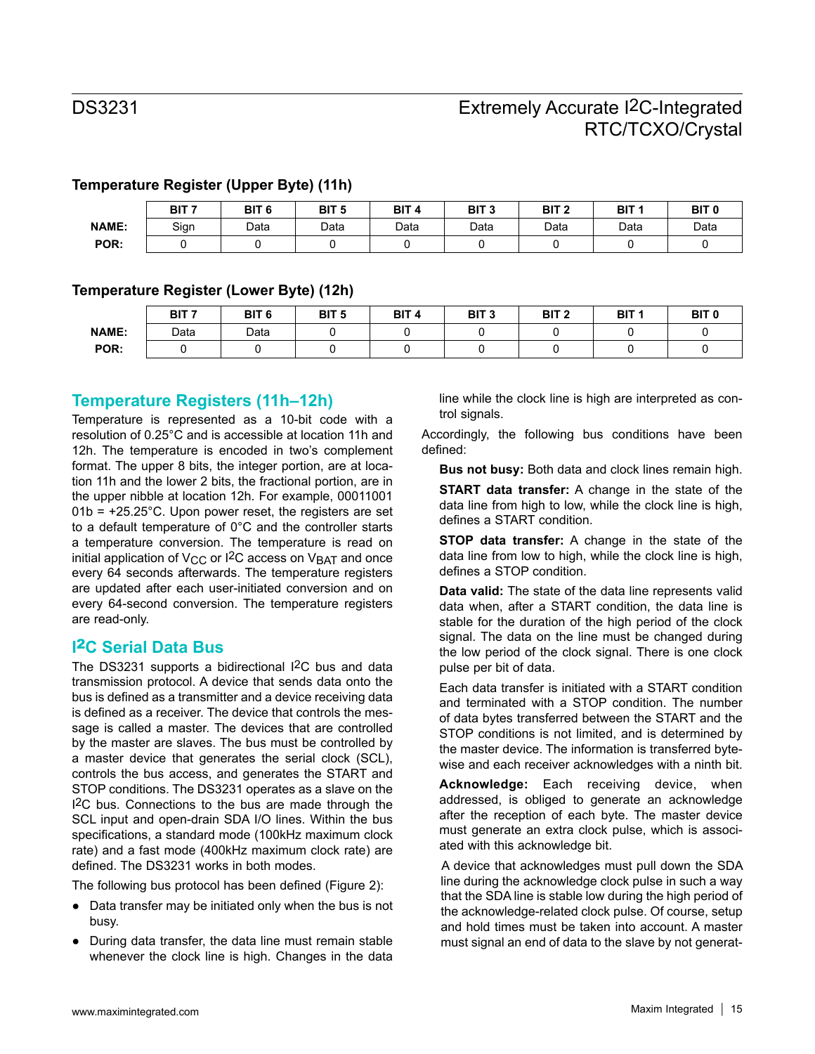### Temperature Register (Upper Byte) (11h)

| | BIT 7 | BIT 6 | BIT 5 | BIT 4 | BIT 3 | BIT 2 | BIT 1 | BIT 0 |
|---|---|---|---|---|---|---|---|---|
| **NAME:** | Sign | Data | Data | Data | Data | Data | Data | Data |
| **POR:** | 0 | 0 | 0 | 0 | 0 | 0 | 0 | 0 |

### Temperature Register (Lower Byte) (12h)

| | BIT 7 | BIT 6 | BIT 5 | BIT 4 | BIT 3 | BIT 2 | BIT 1 | BIT 0 |
|---|---|---|---|---|---|---|---|---|
| **NAME:** | Data | Data | 0 | 0 | 0 | 0 | 0 | 0 |
| **POR:** | 0 | 0 | 0 | 0 | 0 | 0 | 0 | 0 |

## Temperature Registers (11h–12h)

Temperature is represented as a 10-bit code with a resolution of 0.25°C and is accessible at location 11h and 12h. The temperature is encoded in two's complement format. The upper 8 bits, the integer portion, are at location 11h and the lower 2 bits, the fractional portion, are in the upper nibble at location 12h. For example, 00011001 01b = +25.25°C. Upon power reset, the registers are set to a default temperature of 0°C and the controller starts a temperature conversion. The temperature is read on initial application of $V_{CC}$ or I2C access on $V_{BAT}$ and once every 64 seconds afterwards. The temperature registers are updated after each user-initiated conversion and on every 64-second conversion. The temperature registers are read-only.

## I2C Serial Data Bus

The DS3231 supports a bidirectional I2C bus and data transmission protocol. A device that sends data onto the bus is defined as a transmitter and a device receiving data is defined as a receiver. The device that controls the message is called a master. The devices that are controlled by the master are slaves. The bus must be controlled by a master device that generates the serial clock (SCL), controls the bus access, and generates the START and STOP conditions. The DS3231 operates as a slave on the I2C bus. Connections to the bus are made through the SCL input and open-drain SDA I/O lines. Within the bus specifications, a standard mode (100kHz maximum clock rate) and a fast mode (400kHz maximum clock rate) are defined. The DS3231 works in both modes.

The following bus protocol has been defined (Figure 2):

- Data transfer may be initiated only when the bus is not busy.
- During data transfer, the data line must remain stable whenever the clock line is high. Changes in the data line while the clock line is high are interpreted as control signals.

Accordingly, the following bus conditions have been defined:

**Bus not busy:** Both data and clock lines remain high.

**START data transfer:** A change in the state of the data line from high to low, while the clock line is high, defines a START condition.

**STOP data transfer:** A change in the state of the data line from low to high, while the clock line is high, defines a STOP condition.

**Data valid:** The state of the data line represents valid data when, after a START condition, the data line is stable for the duration of the high period of the clock signal. The data on the line must be changed during the low period of the clock signal. There is one clock pulse per bit of data.

Each data transfer is initiated with a START condition and terminated with a STOP condition. The number of data bytes transferred between the START and the STOP conditions is not limited, and is determined by the master device. The information is transferred bytewise and each receiver acknowledges with a ninth bit.

**Acknowledge:** Each receiving device, when addressed, is obliged to generate an acknowledge after the reception of each byte. The master device must generate an extra clock pulse, which is associated with this acknowledge bit.

A device that acknowledges must pull down the SDA line during the acknowledge clock pulse in such a way that the SDA line is stable low during the high period of the acknowledge-related clock pulse. Of course, setup and hold times must be taken into account. A master must signal an end of data to the slave by not generat-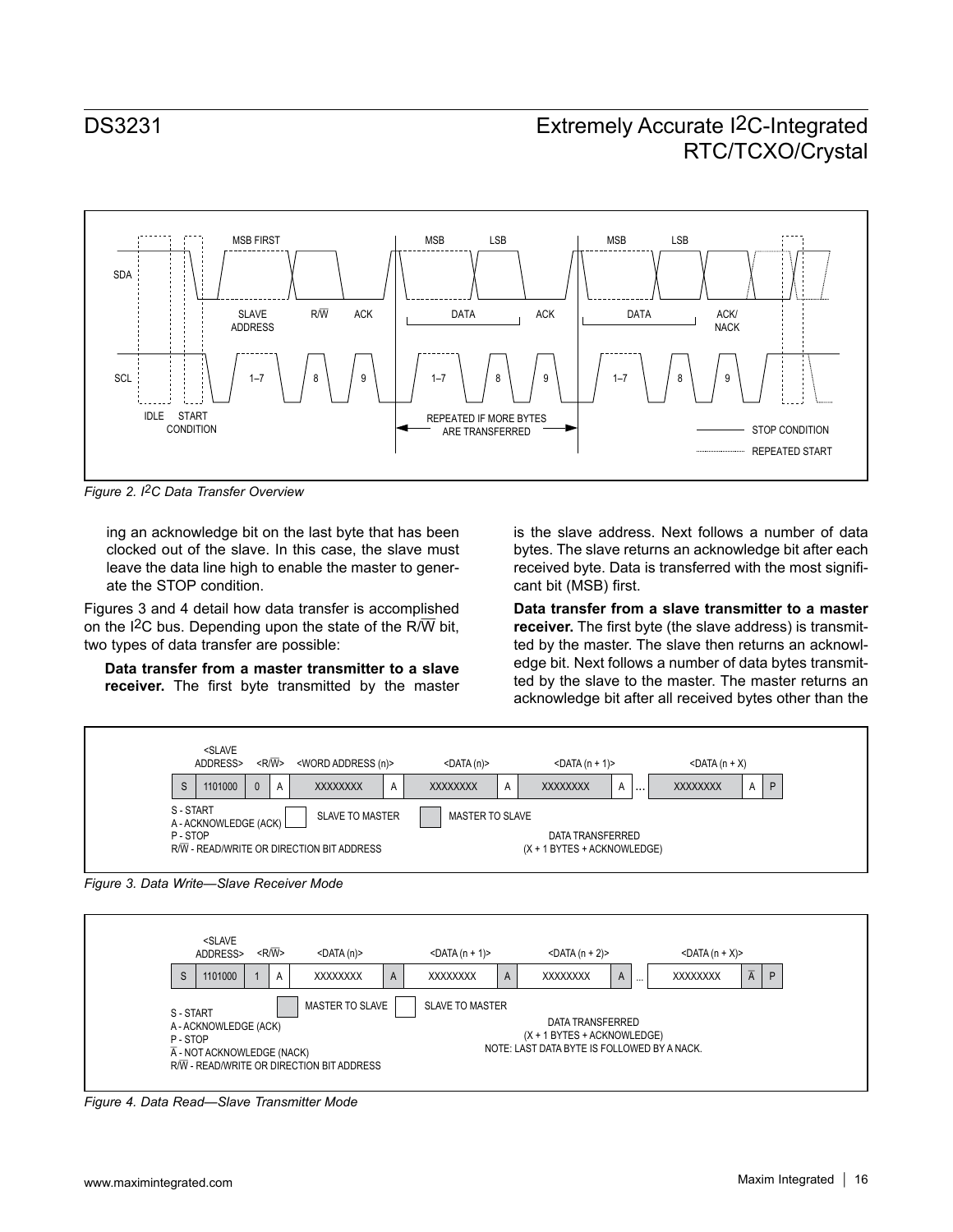Figure 2. I2C Data Transfer Overview

ing an acknowledge bit on the last byte that has been clocked out of the slave. In this case, the slave must leave the data line high to enable the master to generate the STOP condition.

Figures 3 and 4 detail how data transfer is accomplished on the I2C bus. Depending upon the state of the R/W bit, two types of data transfer are possible:

**Data transfer from a master transmitter to a slave receiver.** The first byte transmitted by the master is the slave address. Next follows a number of data bytes. The slave returns an acknowledge bit after each received byte. Data is transferred with the most significant bit (MSB) first.

**Data transfer from a slave transmitter to a master receiver.** The first byte (the slave address) is transmitted by the master. The slave then returns an acknowledge bit. Next follows a number of data bytes transmitted by the slave to the master. The master returns an acknowledge bit after all received bytes other than the

| <SLAVE ADDRESS> | | <R/W> | | <WORD ADDRESS (n)> | | <DATA (n)> | | <DATA (n + 1)> | | | <DATA (n + X)> | | |
|---|---|---|---|---|---|---|---|---|---|---|---|---|---|
| S | 1101000 | 0 | A | XXXXXXXX | A | XXXXXXXX | A | XXXXXXXX | A | ... | XXXXXXXX | A | P |

S - START
A - ACKNOWLEDGE (ACK)
P - STOP
R/W - READ/WRITE OR DIRECTION BIT ADDRESS

SLAVE TO MASTER / MASTER TO SLAVE

DATA TRANSFERRED (X + 1 BYTES + ACKNOWLEDGE)

Figure 3. Data Write—Slave Receiver Mode

| <SLAVE ADDRESS> | | <R/W> | | <DATA (n)> | | <DATA (n + 1)> | | <DATA (n + 2)> | | | <DATA (n + X)> | | |
|---|---|---|---|---|---|---|---|---|---|---|---|---|---|
| S | 1101000 | 1 | A | XXXXXXXX | A | XXXXXXXX | A | XXXXXXXX | A | ... | XXXXXXXX | $\overline{A}$ | P |

S - START
A - ACKNOWLEDGE (ACK)
P - STOP
$\overline{A}$ - NOT ACKNOWLEDGE (NACK)
R/W - READ/WRITE OR DIRECTION BIT ADDRESS

MASTER TO SLAVE / SLAVE TO MASTER

DATA TRANSFERRED (X + 1 BYTES + ACKNOWLEDGE)
NOTE: LAST DATA BYTE IS FOLLOWED BY A NACK.

Figure 4. Data Read—Slave Transmitter Mode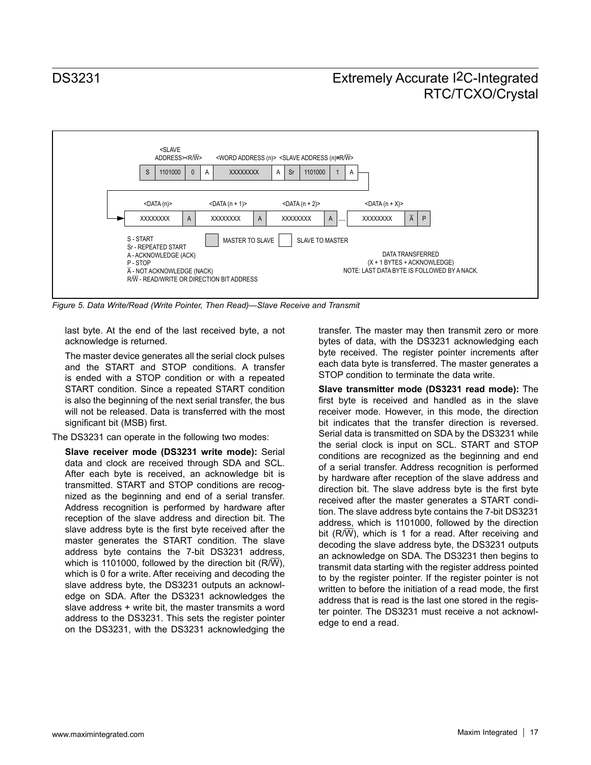| S | 1101000 | 0 | A | XXXXXXXX | A | Sr | 1101000 | 1 | A |
|---|---|---|---|---|---|---|---|---|---|
|  | <SLAVE ADDRESS> | <R/$\overline{W}$> |  | <WORD ADDRESS (n)> |  |  | <SLAVE ADDRESS (n)> | <R/$\overline{W}$> |  |

| XXXXXXXX | A | XXXXXXXX | A | XXXXXXXX | A | ... | XXXXXXXX | $\overline{A}$ | P |
|---|---|---|---|---|---|---|---|---|---|
| <DATA (n)> |  | <DATA (n + 1)> |  | <DATA (n + 2)> |  |  | <DATA (n + X)> |  |  |

S - START
Sr - REPEATED START
A - ACKNOWLEDGE (ACK)
P - STOP
$\overline{A}$ - NOT ACKNOWLEDGE (NACK)
R/$\overline{W}$ - READ/WRITE OR DIRECTION BIT ADDRESS

MASTER TO SLAVE | SLAVE TO MASTER

DATA TRANSFERRED
(X + 1 BYTES + ACKNOWLEDGE)
NOTE: LAST DATA BYTE IS FOLLOWED BY A NACK.

*Figure 5. Data Write/Read (Write Pointer, Then Read)—Slave Receive and Transmit*

last byte. At the end of the last received byte, a not acknowledge is returned.

The master device generates all the serial clock pulses and the START and STOP conditions. A transfer is ended with a STOP condition or with a repeated START condition. Since a repeated START condition is also the beginning of the next serial transfer, the bus will not be released. Data is transferred with the most significant bit (MSB) first.

The DS3231 can operate in the following two modes:

**Slave receiver mode (DS3231 write mode):** Serial data and clock are received through SDA and SCL. After each byte is received, an acknowledge bit is transmitted. START and STOP conditions are recognized as the beginning and end of a serial transfer. Address recognition is performed by hardware after reception of the slave address and direction bit. The slave address byte is the first byte received after the master generates the START condition. The slave address byte contains the 7-bit DS3231 address, which is 1101000, followed by the direction bit (R/$\overline{W}$), which is 0 for a write. After receiving and decoding the slave address byte, the DS3231 outputs an acknowledge on SDA. After the DS3231 acknowledges the slave address + write bit, the master transmits a word address to the DS3231. This sets the register pointer on the DS3231, with the DS3231 acknowledging the transfer. The master may then transmit zero or more bytes of data, with the DS3231 acknowledging each byte received. The register pointer increments after each data byte is transferred. The master generates a STOP condition to terminate the data write.

**Slave transmitter mode (DS3231 read mode):** The first byte is received and handled as in the slave receiver mode. However, in this mode, the direction bit indicates that the transfer direction is reversed. Serial data is transmitted on SDA by the DS3231 while the serial clock is input on SCL. START and STOP conditions are recognized as the beginning and end of a serial transfer. Address recognition is performed by hardware after reception of the slave address and direction bit. The slave address byte is the first byte received after the master generates a START condition. The slave address byte contains the 7-bit DS3231 address, which is 1101000, followed by the direction bit (R/$\overline{W}$), which is 1 for a read. After receiving and decoding the slave address byte, the DS3231 outputs an acknowledge on SDA. The DS3231 then begins to transmit data starting with the register address pointed to by the register pointer. If the register pointer is not written to before the initiation of a read mode, the first address that is read is the last one stored in the register pointer. The DS3231 must receive a not acknowledge to end a read.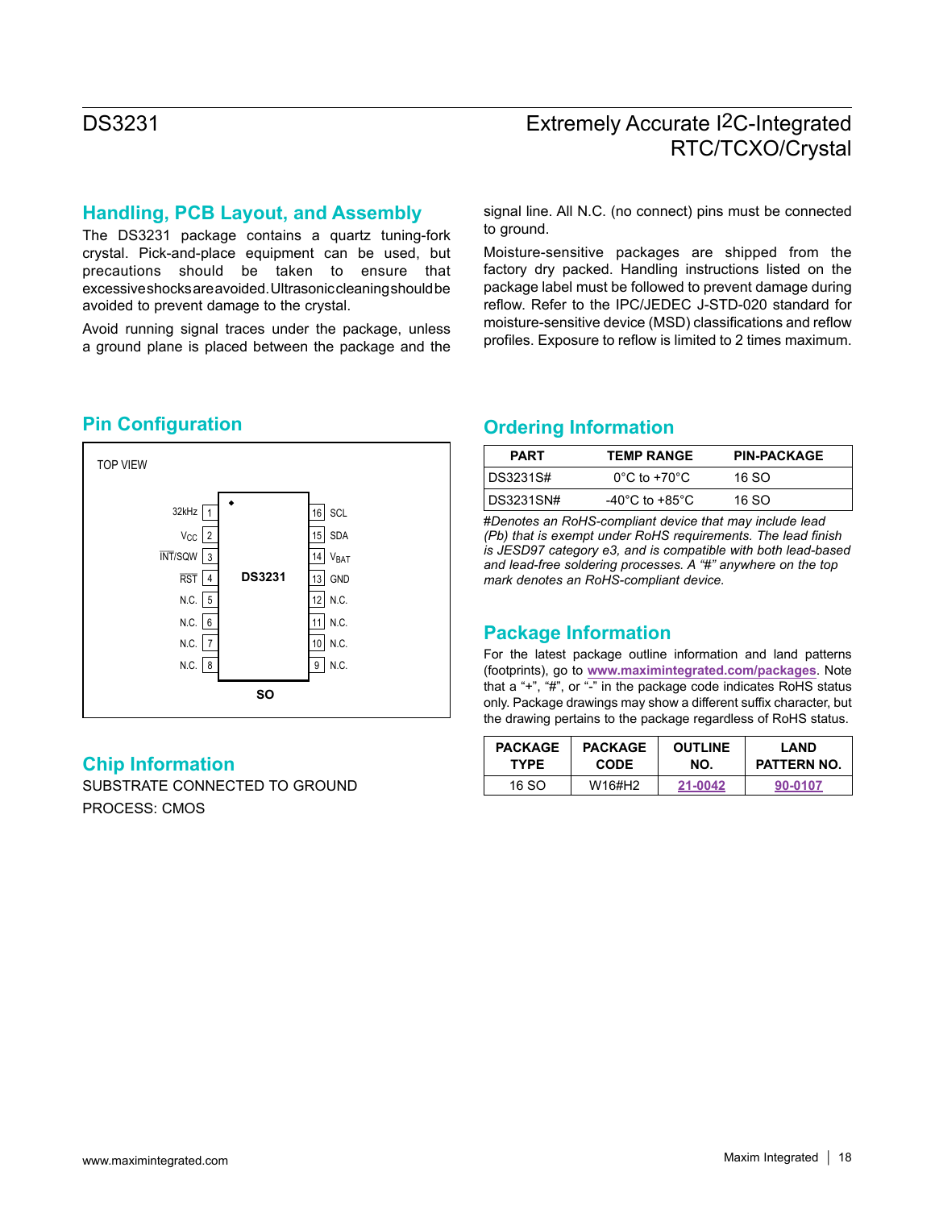## Handling, PCB Layout, and Assembly

The DS3231 package contains a quartz tuning-fork crystal. Pick-and-place equipment can be used, but precautions should be taken to ensure that excessive shocks are avoided. Ultrasonic cleaning should be avoided to prevent damage to the crystal.

Avoid running signal traces under the package, unless a ground plane is placed between the package and the signal line. All N.C. (no connect) pins must be connected to ground.

Moisture-sensitive packages are shipped from the factory dry packed. Handling instructions listed on the package label must be followed to prevent damage during reflow. Refer to the IPC/JEDEC J-STD-020 standard for moisture-sensitive device (MSD) classifications and reflow profiles. Exposure to reflow is limited to 2 times maximum.

## Pin Configuration

TOP VIEW

| Pin | Name | | Pin | Name |
|---|---|---|---|---|
| 1 | 32kHz | | 16 | SCL |
| 2 | $V_{CC}$ | | 15 | SDA |
| 3 | $\overline{INT}$/SQW | | 14 | $V_{BAT}$ |
| 4 | $\overline{RST}$ | DS3231 | 13 | GND |
| 5 | N.C. | | 12 | N.C. |
| 6 | N.C. | | 11 | N.C. |
| 7 | N.C. | | 10 | N.C. |
| 8 | N.C. | | 9 | N.C. |

SO

## Ordering Information

| PART | TEMP RANGE | PIN-PACKAGE |
|---|---|---|
| DS3231S# | 0°C to +70°C | 16 SO |
| DS3231SN# | -40°C to +85°C | 16 SO |

*#Denotes an RoHS-compliant device that may include lead (Pb) that is exempt under RoHS requirements. The lead finish is JESD97 category e3, and is compatible with both lead-based and lead-free soldering processes. A "#" anywhere on the top mark denotes an RoHS-compliant device.*

## Chip Information

SUBSTRATE CONNECTED TO GROUND

PROCESS: CMOS

## Package Information

For the latest package outline information and land patterns (footprints), go to **www.maximintegrated.com/packages**. Note that a "+", "#", or "-" in the package code indicates RoHS status only. Package drawings may show a different suffix character, but the drawing pertains to the package regardless of RoHS status.

| PACKAGE TYPE | PACKAGE CODE | OUTLINE NO. | LAND PATTERN NO. |
|---|---|---|---|
| 16 SO | W16#H2 | 21-0042 | 90-0107 |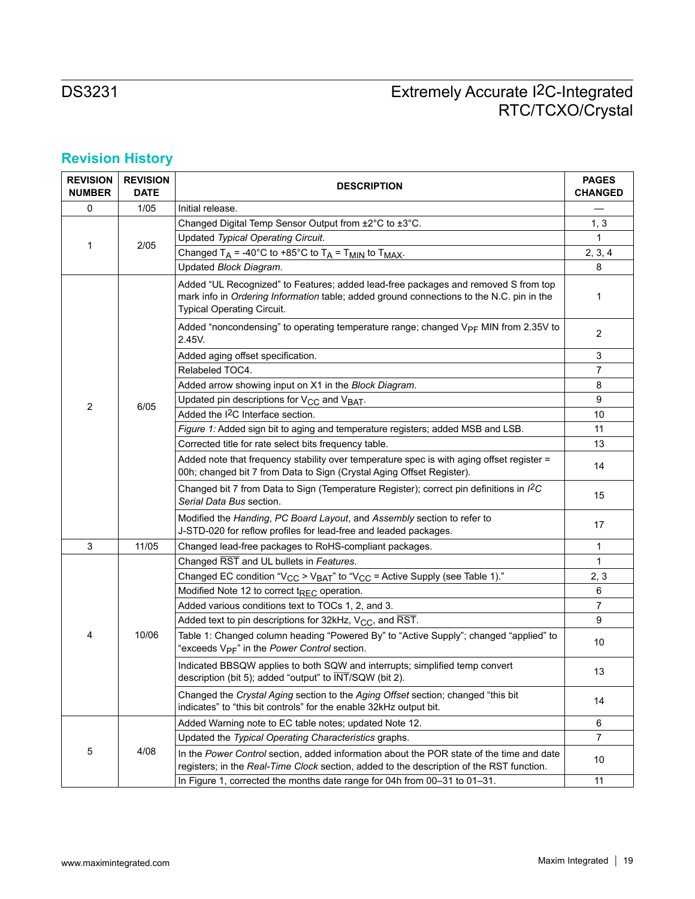## Revision History

| REVISION NUMBER | REVISION DATE | DESCRIPTION | PAGES CHANGED |
|---|---|---|---|
| 0 | 1/05 | Initial release. | — |
| 1 | 2/05 | Changed Digital Temp Sensor Output from ±2°C to ±3°C. | 1, 3 |
| | | Updated *Typical Operating Circuit*. | 1 |
| | | Changed $T_A$ = -40°C to +85°C to $T_A$ = $T_{MIN}$ to $T_{MAX}$. | 2, 3, 4 |
| | | Updated *Block Diagram*. | 8 |
| 2 | 6/05 | Added "UL Recognized" to Features; added lead-free packages and removed S from top mark info in *Ordering Information* table; added ground connections to the N.C. pin in the Typical Operating Circuit. | 1 |
| | | Added "noncondensing" to operating temperature range; changed $V_{PF}$ MIN from 2.35V to 2.45V. | 2 |
| | | Added aging offset specification. | 3 |
| | | Relabeled TOC4. | 7 |
| | | Added arrow showing input on X1 in the *Block Diagram*. | 8 |
| | | Updated pin descriptions for $V_{CC}$ and $V_{BAT}$. | 9 |
| | | Added the I2C Interface section. | 10 |
| | | *Figure 1:* Added sign bit to aging and temperature registers; added MSB and LSB. | 11 |
| | | Corrected title for rate select bits frequency table. | 13 |
| | | Added note that frequency stability over temperature spec is with aging offset register = 00h; changed bit 7 from Data to Sign (Crystal Aging Offset Register). | 14 |
| | | Changed bit 7 from Data to Sign (Temperature Register); correct pin definitions in *I2C Serial Data Bus* section. | 15 |
| | | Modified the *Handing*, *PC Board Layout*, and *Assembly* section to refer to J-STD-020 for reflow profiles for lead-free and leaded packages. | 17 |
| 3 | 11/05 | Changed lead-free packages to RoHS-compliant packages. | 1 |
| 4 | 10/06 | Changed $\overline{RST}$ and UL bullets in *Features*. | 1 |
| | | Changed EC condition "$V_{CC}$ > $V_{BAT}$" to "$V_{CC}$ = Active Supply (see Table 1)." | 2, 3 |
| | | Modified Note 12 to correct $t_{REC}$ operation. | 6 |
| | | Added various conditions text to TOCs 1, 2, and 3. | 7 |
| | | Added text to pin descriptions for 32kHz, $V_{CC}$, and $\overline{RST}$. | 9 |
| | | Table 1: Changed column heading "Powered By" to "Active Supply"; changed "applied" to "exceeds $V_{PF}$" in the *Power Control* section. | 10 |
| | | Indicated BBSQW applies to both SQW and interrupts; simplified temp convert description (bit 5); added "output" to $\overline{INT}$/SQW (bit 2). | 13 |
| | | Changed the *Crystal Aging* section to the *Aging Offset* section; changed "this bit indicates" to "this bit controls" for the enable 32kHz output bit. | 14 |
| 5 | 4/08 | Added Warning note to EC table notes; updated Note 12. | 6 |
| | | Updated the *Typical Operating Characteristics* graphs. | 7 |
| | | In the *Power Control* section, added information about the POR state of the time and date registers; in the *Real-Time Clock* section, added to the description of the RST function. | 10 |
| | | In Figure 1, corrected the months date range for 04h from 00–31 to 01–31. | 11 |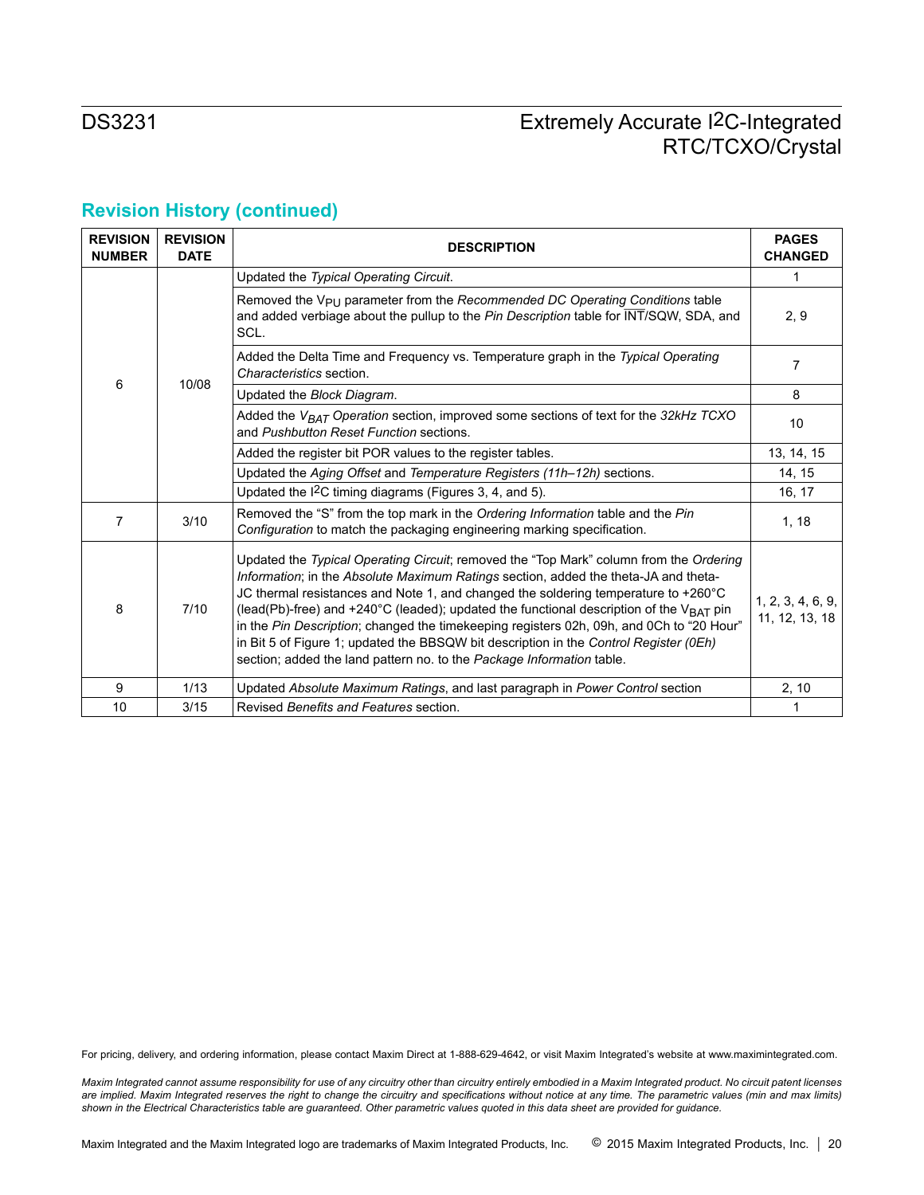## Revision History (continued)

| REVISION NUMBER | REVISION DATE | DESCRIPTION | PAGES CHANGED |
|---|---|---|---|
| 6 | 10/08 | Updated the *Typical Operating Circuit*. | 1 |
| | | Removed the $V_{PU}$ parameter from the *Recommended DC Operating Conditions* table and added verbiage about the pullup to the *Pin Description* table for $\overline{INT}$/SQW, SDA, and SCL. | 2, 9 |
| | | Added the Delta Time and Frequency vs. Temperature graph in the *Typical Operating Characteristics* section. | 7 |
| | | Updated the *Block Diagram*. | 8 |
| | | Added the *$V_{BAT}$ Operation* section, improved some sections of text for the *32kHz TCXO* and *Pushbutton Reset Function* sections. | 10 |
| | | Added the register bit POR values to the register tables. | 13, 14, 15 |
| | | Updated the *Aging Offset* and *Temperature Registers (11h–12h)* sections. | 14, 15 |
| | | Updated the I2C timing diagrams (Figures 3, 4, and 5). | 16, 17 |
| 7 | 3/10 | Removed the "S" from the top mark in the *Ordering Information* table and the *Pin Configuration* to match the packaging engineering marking specification. | 1, 18 |
| 8 | 7/10 | Updated the *Typical Operating Circuit*; removed the "Top Mark" column from the *Ordering Information*; in the *Absolute Maximum Ratings* section, added the theta-JA and theta-JC thermal resistances and Note 1, and changed the soldering temperature to +260°C (lead(Pb)-free) and +240°C (leaded); updated the functional description of the $V_{BAT}$ pin in the *Pin Description*; changed the timekeeping registers 02h, 09h, and 0Ch to "20 Hour" in Bit 5 of Figure 1; updated the BBSQW bit description in the *Control Register (0Eh)* section; added the land pattern no. to the *Package Information* table. | 1, 2, 3, 4, 6, 9, 11, 12, 13, 18 |
| 9 | 1/13 | Updated *Absolute Maximum Ratings*, and last paragraph in *Power Control* section | 2, 10 |
| 10 | 3/15 | Revised *Benefits and Features* section. | 1 |

For pricing, delivery, and ordering information, please contact Maxim Direct at 1-888-629-4642, or visit Maxim Integrated's website at www.maximintegrated.com.

*Maxim Integrated cannot assume responsibility for use of any circuitry other than circuitry entirely embodied in a Maxim Integrated product. No circuit patent licenses are implied. Maxim Integrated reserves the right to change the circuitry and specifications without notice at any time. The parametric values (min and max limits) shown in the Electrical Characteristics table are guaranteed. Other parametric values quoted in this data sheet are provided for guidance.*

Maxim Integrated and the Maxim Integrated logo are trademarks of Maxim Integrated Products, Inc. © 2015 Maxim Integrated Products, Inc.